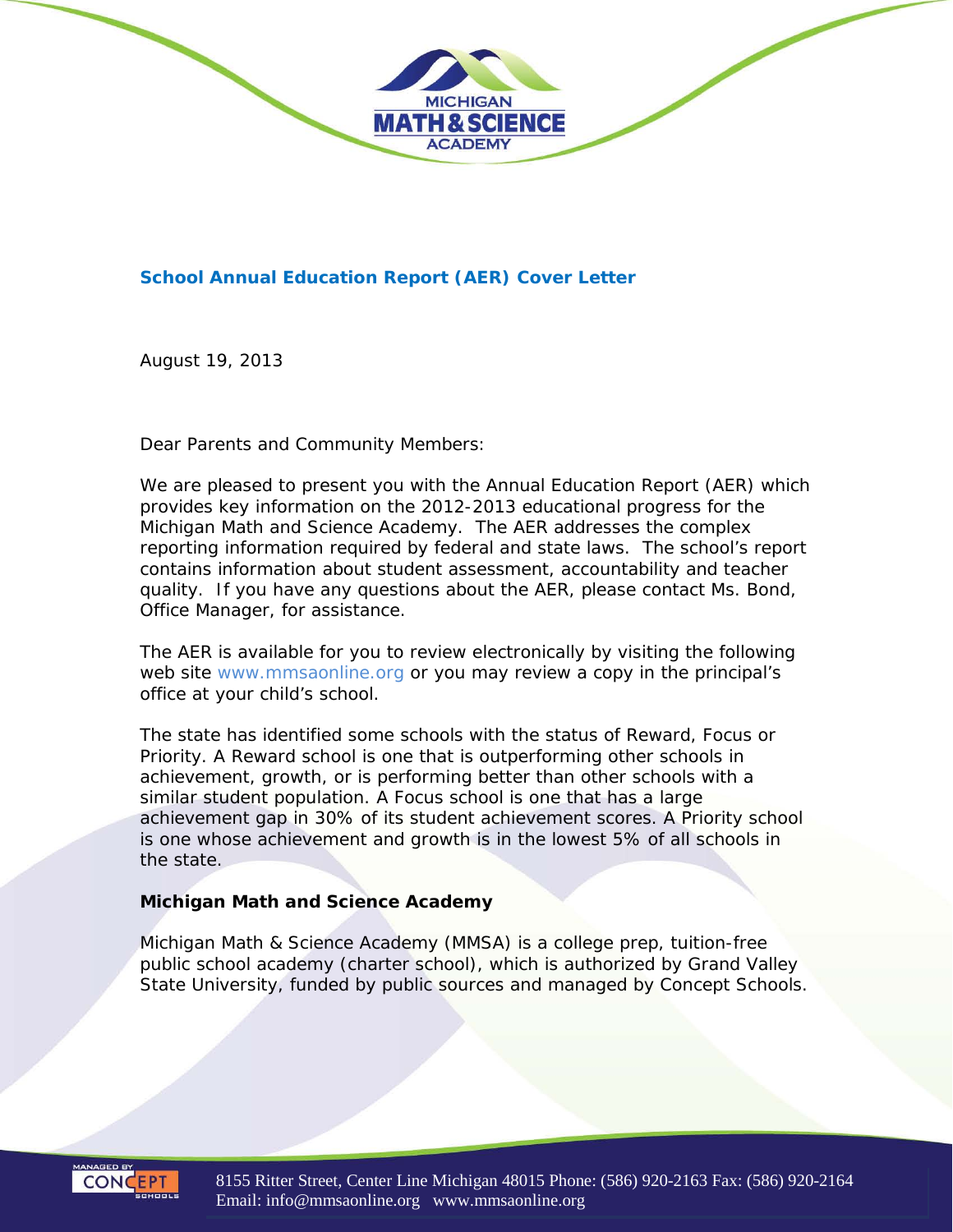## School Annual Education Report (AER) Cover Letter

August 19, 2013

Dear Parents and Community Members:

We are pleased to present you with the Annual Education Report (AER) which provides key information on the 2012-2013 educational progress for the Michigan Math and Science Academy. The AER addresses the complex reporting information required by federal and state laws. The school's report contains information about student assessment, accountability and teacher quality. If you have any questions about the AER, please contact Ms. Bond, Office Manager, for assistance.

The AER is available for you to review electronically by visiting the following web site www.mmsaonline.org or you may review a copy in the principal's office at your child's school.

The state has identified some schools with the status of Reward, Focus or Priority. A Reward school is one that is outperforming other schools in achievement, growth, or is performing better than other schools with a similar student population. A Focus school is one that has a large achievement gap in 30% of its student achievement scores. A Priority school is one whose achievement and growth is in the lowest 5% of all schools in the state.

**Michigan Math and Science Academy**

Michigan Math & Science Academy (MMSA) is a college prep, tuition-free public school academy (charter school), which is authorized by Grand Valley State University, funded by public sources and managed by Concept Schools.

8155 Ritter Street, Center Line Michigan 48015 Phone: (586) 920-2163 Fax: (586) 920-2164
Email: info@mmsaonline.org www.mmsaonline.org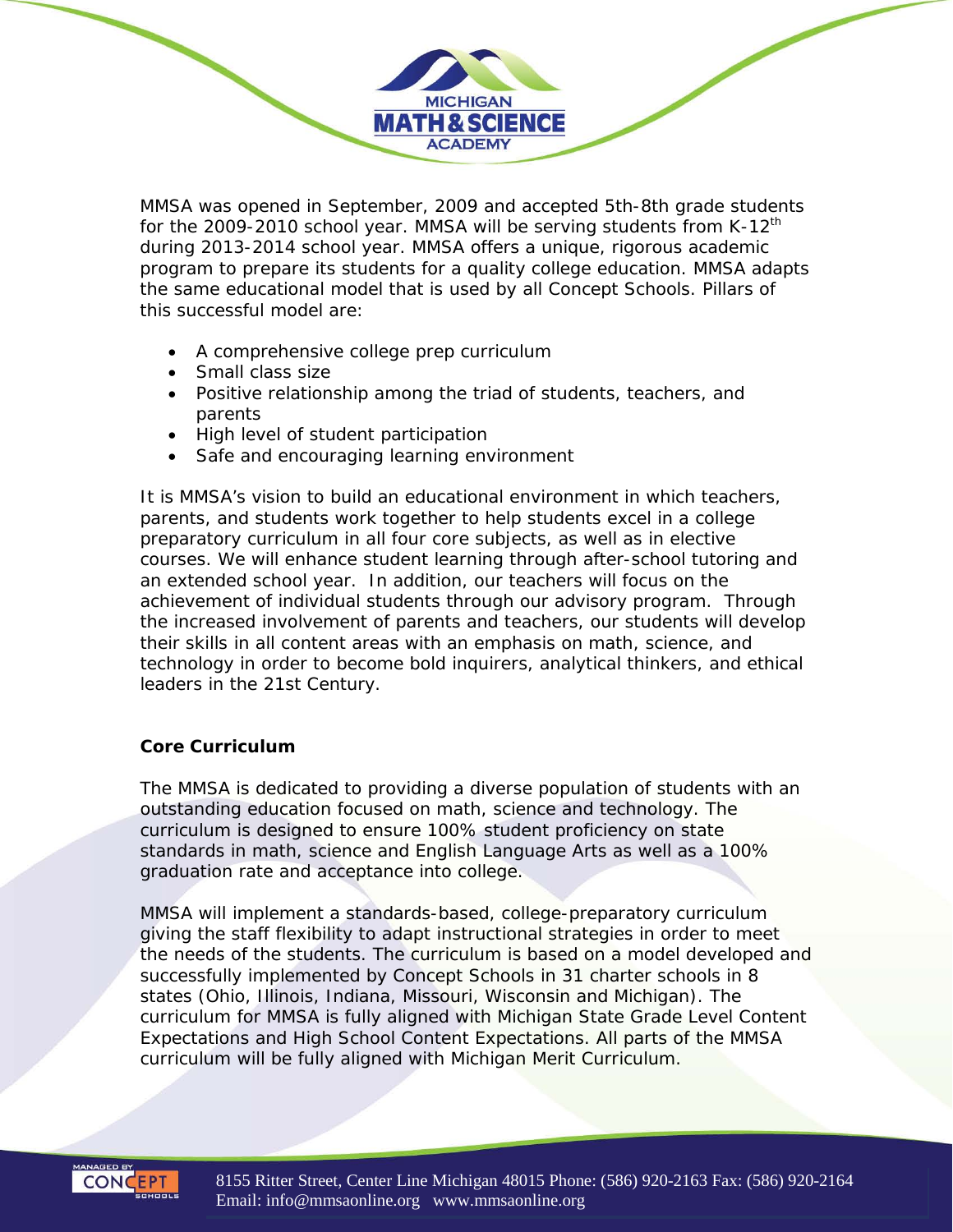MMSA was opened in September, 2009 and accepted 5th-8th grade students for the 2009-2010 school year. MMSA will be serving students from K-12th during 2013-2014 school year. MMSA offers a unique, rigorous academic program to prepare its students for a quality college education. MMSA adapts the same educational model that is used by all Concept Schools. Pillars of this successful model are:

- A comprehensive college prep curriculum
- Small class size
- Positive relationship among the triad of students, teachers, and parents
- High level of student participation
- Safe and encouraging learning environment

It is MMSA's vision to build an educational environment in which teachers, parents, and students work together to help students excel in a college preparatory curriculum in all four core subjects, as well as in elective courses. We will enhance student learning through after-school tutoring and an extended school year. In addition, our teachers will focus on the achievement of individual students through our advisory program. Through the increased involvement of parents and teachers, our students will develop their skills in all content areas with an emphasis on math, science, and technology in order to become bold inquirers, analytical thinkers, and ethical leaders in the 21st Century.

**Core Curriculum**

The MMSA is dedicated to providing a diverse population of students with an outstanding education focused on math, science and technology. The curriculum is designed to ensure 100% student proficiency on state standards in math, science and English Language Arts as well as a 100% graduation rate and acceptance into college.

MMSA will implement a standards-based, college-preparatory curriculum giving the staff flexibility to adapt instructional strategies in order to meet the needs of the students. The curriculum is based on a model developed and successfully implemented by Concept Schools in 31 charter schools in 8 states (Ohio, Illinois, Indiana, Missouri, Wisconsin and Michigan). The curriculum for MMSA is fully aligned with Michigan State Grade Level Content Expectations and High School Content Expectations. All parts of the MMSA curriculum will be fully aligned with Michigan Merit Curriculum.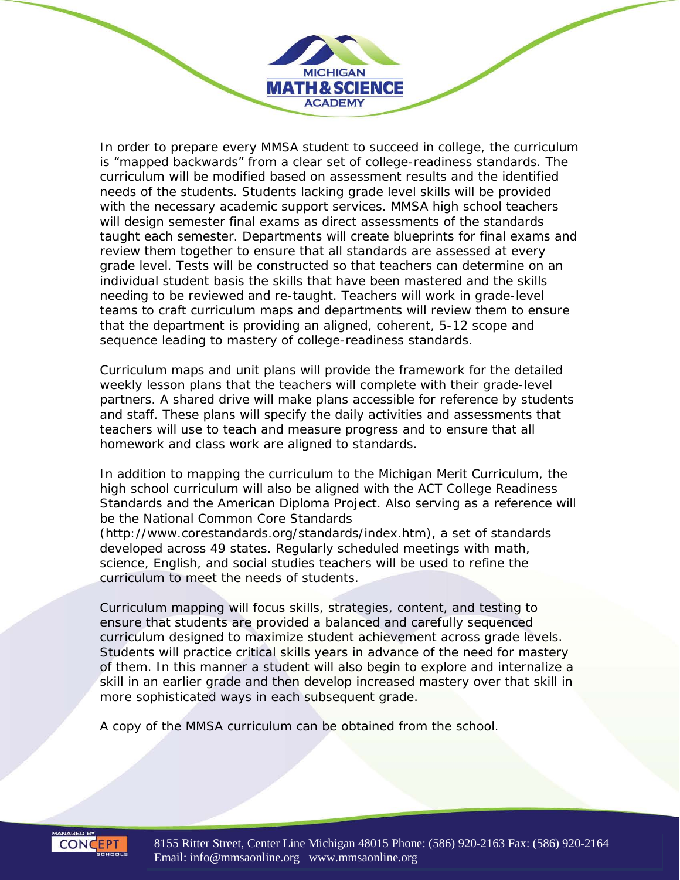In order to prepare every MMSA student to succeed in college, the curriculum is "mapped backwards" from a clear set of college-readiness standards. The curriculum will be modified based on assessment results and the identified needs of the students. Students lacking grade level skills will be provided with the necessary academic support services. MMSA high school teachers will design semester final exams as direct assessments of the standards taught each semester. Departments will create blueprints for final exams and review them together to ensure that all standards are assessed at every grade level. Tests will be constructed so that teachers can determine on an individual student basis the skills that have been mastered and the skills needing to be reviewed and re-taught. Teachers will work in grade-level teams to craft curriculum maps and departments will review them to ensure that the department is providing an aligned, coherent, 5-12 scope and sequence leading to mastery of college-readiness standards.

Curriculum maps and unit plans will provide the framework for the detailed weekly lesson plans that the teachers will complete with their grade-level partners. A shared drive will make plans accessible for reference by students and staff. These plans will specify the daily activities and assessments that teachers will use to teach and measure progress and to ensure that all homework and class work are aligned to standards.

In addition to mapping the curriculum to the Michigan Merit Curriculum, the high school curriculum will also be aligned with the ACT College Readiness Standards and the American Diploma Project. Also serving as a reference will be the National Common Core Standards (http://www.corestandards.org/standards/index.htm), a set of standards developed across 49 states. Regularly scheduled meetings with math, science, English, and social studies teachers will be used to refine the curriculum to meet the needs of students.

Curriculum mapping will focus skills, strategies, content, and testing to ensure that students are provided a balanced and carefully sequenced curriculum designed to maximize student achievement across grade levels. Students will practice critical skills years in advance of the need for mastery of them. In this manner a student will also begin to explore and internalize a skill in an earlier grade and then develop increased mastery over that skill in more sophisticated ways in each subsequent grade.

A copy of the MMSA curriculum can be obtained from the school.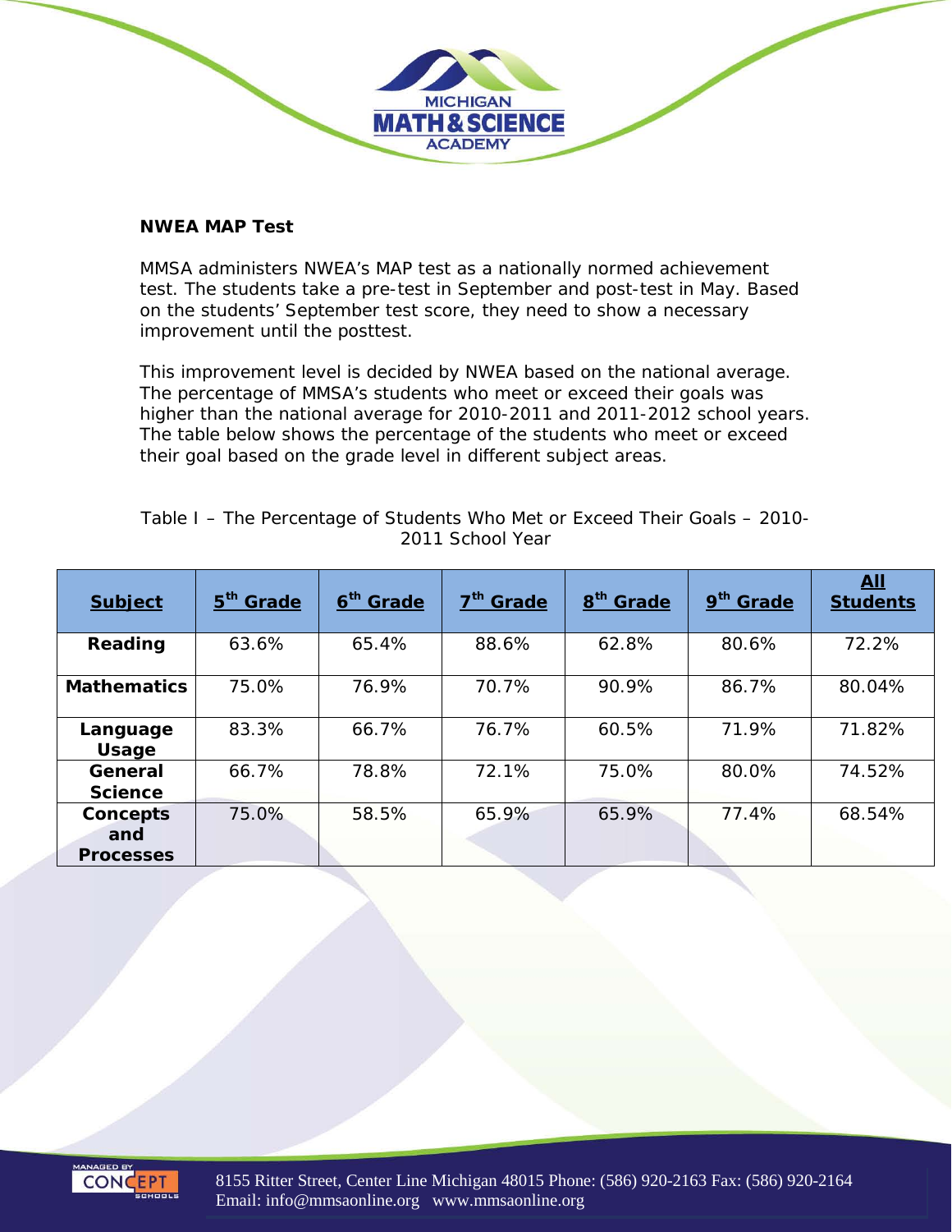**NWEA MAP Test**

MMSA administers NWEA's MAP test as a nationally normed achievement test. The students take a pre-test in September and post-test in May. Based on the students' September test score, they need to show a necessary improvement until the posttest.

This improvement level is decided by NWEA based on the national average. The percentage of MMSA's students who meet or exceed their goals was higher than the national average for 2010-2011 and 2011-2012 school years. The table below shows the percentage of the students who meet or exceed their goal based on the grade level in different subject areas.

Table I – The Percentage of Students Who Met or Exceed Their Goals – 2010-2011 School Year

| Subject | 5th Grade | 6th Grade | 7th Grade | 8th Grade | 9th Grade | All Students |
|---|---|---|---|---|---|---|
| **Reading** | 63.6% | 65.4% | 88.6% | 62.8% | 80.6% | 72.2% |
| **Mathematics** | 75.0% | 76.9% | 70.7% | 90.9% | 86.7% | 80.04% |
| **Language Usage** | 83.3% | 66.7% | 76.7% | 60.5% | 71.9% | 71.82% |
| **General Science** | 66.7% | 78.8% | 72.1% | 75.0% | 80.0% | 74.52% |
| **Concepts and Processes** | 75.0% | 58.5% | 65.9% | 65.9% | 77.4% | 68.54% |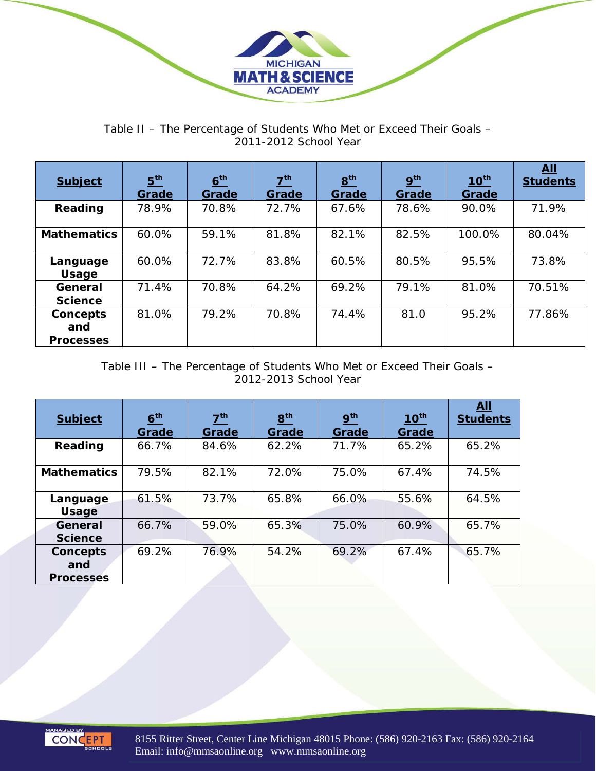Table II – The Percentage of Students Who Met or Exceed Their Goals – 2011-2012 School Year

| Subject | 5th Grade | 6th Grade | 7th Grade | 8th Grade | 9th Grade | 10th Grade | All Students |
|---|---|---|---|---|---|---|---|
| **Reading** | 78.9% | 70.8% | 72.7% | 67.6% | 78.6% | 90.0% | 71.9% |
| **Mathematics** | 60.0% | 59.1% | 81.8% | 82.1% | 82.5% | 100.0% | 80.04% |
| **Language Usage** | 60.0% | 72.7% | 83.8% | 60.5% | 80.5% | 95.5% | 73.8% |
| **General Science** | 71.4% | 70.8% | 64.2% | 69.2% | 79.1% | 81.0% | 70.51% |
| **Concepts and Processes** | 81.0% | 79.2% | 70.8% | 74.4% | 81.0 | 95.2% | 77.86% |

Table III – The Percentage of Students Who Met or Exceed Their Goals – 2012-2013 School Year

| Subject | 6th Grade | 7th Grade | 8th Grade | 9th Grade | 10th Grade | All Students |
|---|---|---|---|---|---|---|
| **Reading** | 66.7% | 84.6% | 62.2% | 71.7% | 65.2% | 65.2% |
| **Mathematics** | 79.5% | 82.1% | 72.0% | 75.0% | 67.4% | 74.5% |
| **Language Usage** | 61.5% | 73.7% | 65.8% | 66.0% | 55.6% | 64.5% |
| **General Science** | 66.7% | 59.0% | 65.3% | 75.0% | 60.9% | 65.7% |
| **Concepts and Processes** | 69.2% | 76.9% | 54.2% | 69.2% | 67.4% | 65.7% |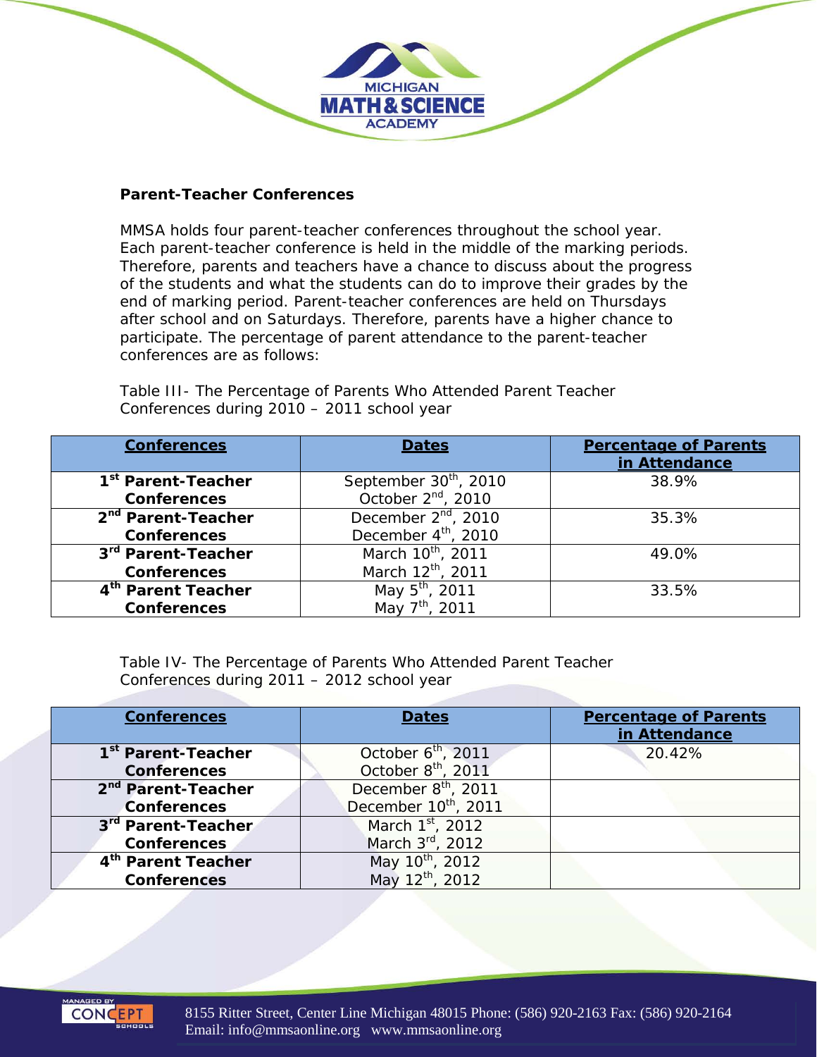**Parent-Teacher Conferences**

MMSA holds four parent-teacher conferences throughout the school year. Each parent-teacher conference is held in the middle of the marking periods. Therefore, parents and teachers have a chance to discuss about the progress of the students and what the students can do to improve their grades by the end of marking period. Parent-teacher conferences are held on Thursdays after school and on Saturdays. Therefore, parents have a higher chance to participate. The percentage of parent attendance to the parent-teacher conferences are as follows:

Table III- The Percentage of Parents Who Attended Parent Teacher Conferences during 2010 – 2011 school year

| Conferences | Dates | Percentage of Parents in Attendance |
|---|---|---|
| 1st Parent-Teacher Conferences | September 30th, 2010<br>October 2nd, 2010 | 38.9% |
| 2nd Parent-Teacher Conferences | December 2nd, 2010<br>December 4th, 2010 | 35.3% |
| 3rd Parent-Teacher Conferences | March 10th, 2011<br>March 12th, 2011 | 49.0% |
| 4th Parent Teacher Conferences | May 5th, 2011<br>May 7th, 2011 | 33.5% |

Table IV- The Percentage of Parents Who Attended Parent Teacher Conferences during 2011 – 2012 school year

| Conferences | Dates | Percentage of Parents in Attendance |
|---|---|---|
| 1st Parent-Teacher Conferences | October 6th, 2011<br>October 8th, 2011 | 20.42% |
| 2nd Parent-Teacher Conferences | December 8th, 2011<br>December 10th, 2011 | |
| 3rd Parent-Teacher Conferences | March 1st, 2012<br>March 3rd, 2012 | |
| 4th Parent Teacher Conferences | May 10th, 2012<br>May 12th, 2012 | |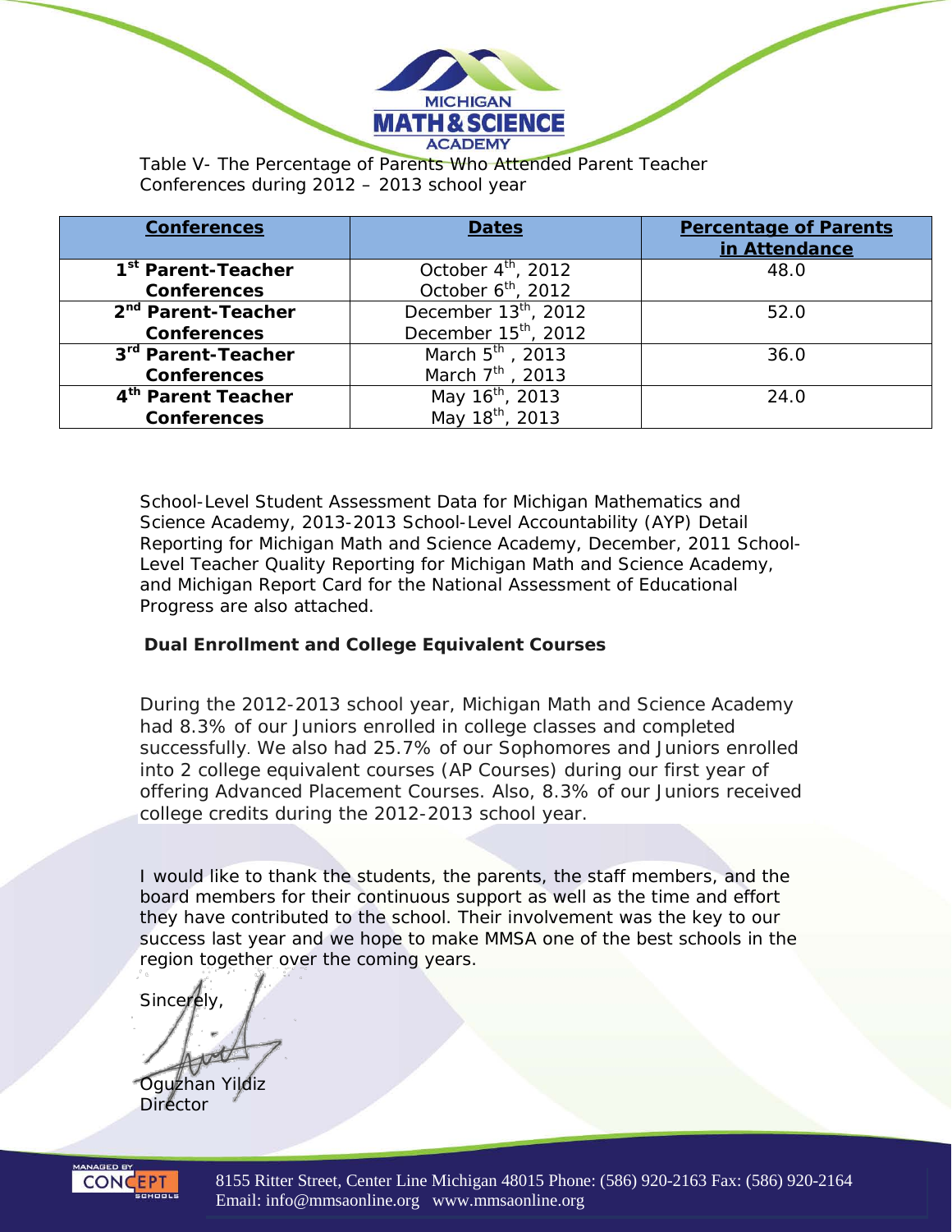Table V- The Percentage of Parents Who Attended Parent Teacher Conferences during 2012 – 2013 school year

| **Conferences** | **Dates** | **Percentage of Parents in Attendance** |
|---|---|---|
| **1st Parent-Teacher Conferences** | October 4th, 2012 October 6th, 2012 | 48.0 |
| **2nd Parent-Teacher Conferences** | December 13th, 2012 December 15th, 2012 | 52.0 |
| **3rd Parent-Teacher Conferences** | March 5th , 2013 March 7th , 2013 | 36.0 |
| **4th Parent Teacher Conferences** | May 16th, 2013 May 18th, 2013 | 24.0 |

School-Level Student Assessment Data for Michigan Mathematics and Science Academy, 2013-2013 School-Level Accountability (AYP) Detail Reporting for Michigan Math and Science Academy, December, 2011 School-Level Teacher Quality Reporting for Michigan Math and Science Academy, and Michigan Report Card for the National Assessment of Educational Progress are also attached.

**Dual Enrollment and College Equivalent Courses**

During the 2012-2013 school year, Michigan Math and Science Academy had 8.3% of our Juniors enrolled in college classes and completed successfully. We also had 25.7% of our Sophomores and Juniors enrolled into 2 college equivalent courses (AP Courses) during our first year of offering Advanced Placement Courses. Also, 8.3% of our Juniors received college credits during the 2012-2013 school year.

I would like to thank the students, the parents, the staff members, and the board members for their continuous support as well as the time and effort they have contributed to the school. Their involvement was the key to our success last year and we hope to make MMSA one of the best schools in the region together over the coming years.

Sincerely,

Oguzhan Yildiz
Director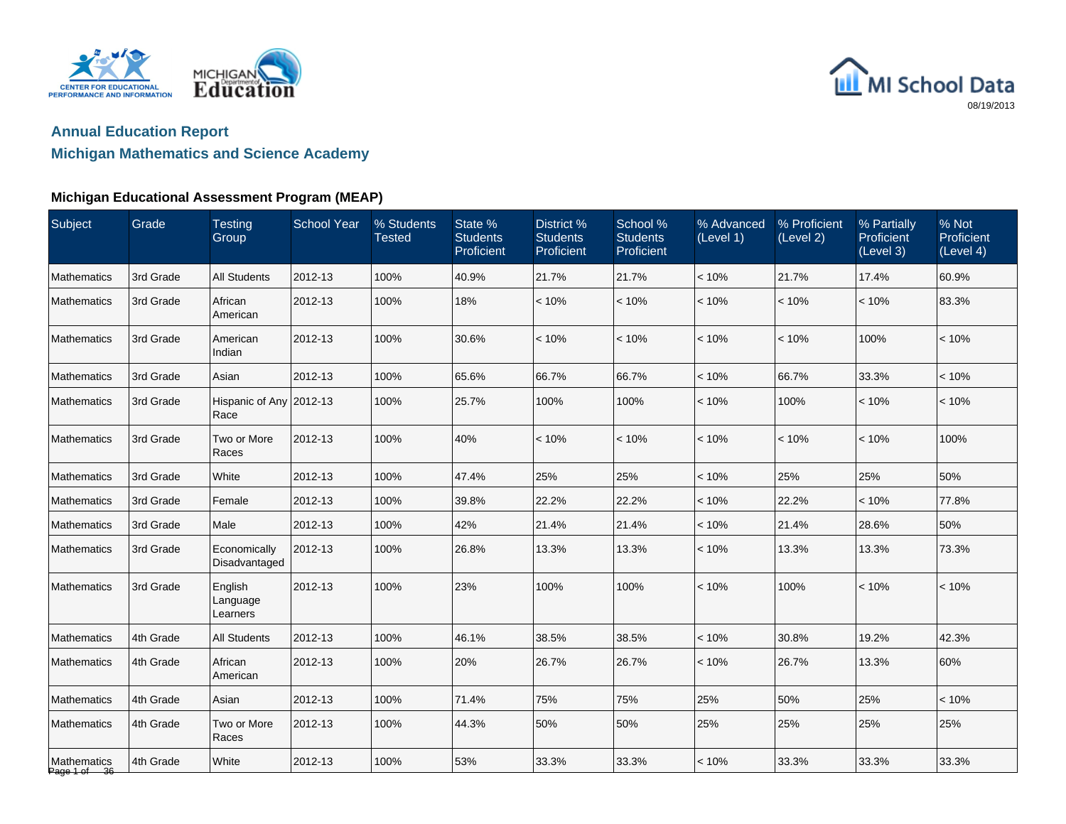## Annual Education Report

## Michigan Mathematics and Science Academy

### Michigan Educational Assessment Program (MEAP)

| Subject | Grade | Testing Group | School Year | % Students Tested | State % Students Proficient | District % Students Proficient | School % Students Proficient | % Advanced (Level 1) | % Proficient (Level 2) | % Partially Proficient (Level 3) | % Not Proficient (Level 4) |
|---|---|---|---|---|---|---|---|---|---|---|---|
| Mathematics | 3rd Grade | All Students | 2012-13 | 100% | 40.9% | 21.7% | 21.7% | < 10% | 21.7% | 17.4% | 60.9% |
| Mathematics | 3rd Grade | African American | 2012-13 | 100% | 18% | < 10% | < 10% | < 10% | < 10% | < 10% | 83.3% |
| Mathematics | 3rd Grade | American Indian | 2012-13 | 100% | 30.6% | < 10% | < 10% | < 10% | < 10% | 100% | < 10% |
| Mathematics | 3rd Grade | Asian | 2012-13 | 100% | 65.6% | 66.7% | 66.7% | < 10% | 66.7% | 33.3% | < 10% |
| Mathematics | 3rd Grade | Hispanic of Any Race | 2012-13 | 100% | 25.7% | 100% | 100% | < 10% | 100% | < 10% | < 10% |
| Mathematics | 3rd Grade | Two or More Races | 2012-13 | 100% | 40% | < 10% | < 10% | < 10% | < 10% | < 10% | 100% |
| Mathematics | 3rd Grade | White | 2012-13 | 100% | 47.4% | 25% | 25% | < 10% | 25% | 25% | 50% |
| Mathematics | 3rd Grade | Female | 2012-13 | 100% | 39.8% | 22.2% | 22.2% | < 10% | 22.2% | < 10% | 77.8% |
| Mathematics | 3rd Grade | Male | 2012-13 | 100% | 42% | 21.4% | 21.4% | < 10% | 21.4% | 28.6% | 50% |
| Mathematics | 3rd Grade | Economically Disadvantaged | 2012-13 | 100% | 26.8% | 13.3% | 13.3% | < 10% | 13.3% | 13.3% | 73.3% |
| Mathematics | 3rd Grade | English Language Learners | 2012-13 | 100% | 23% | 100% | 100% | < 10% | 100% | < 10% | < 10% |
| Mathematics | 4th Grade | All Students | 2012-13 | 100% | 46.1% | 38.5% | 38.5% | < 10% | 30.8% | 19.2% | 42.3% |
| Mathematics | 4th Grade | African American | 2012-13 | 100% | 20% | 26.7% | 26.7% | < 10% | 26.7% | 13.3% | 60% |
| Mathematics | 4th Grade | Asian | 2012-13 | 100% | 71.4% | 75% | 75% | 25% | 50% | 25% | < 10% |
| Mathematics | 4th Grade | Two or More Races | 2012-13 | 100% | 44.3% | 50% | 50% | 25% | 25% | 25% | 25% |
| Mathematics | 4th Grade | White | 2012-13 | 100% | 53% | 33.3% | 33.3% | < 10% | 33.3% | 33.3% | 33.3% |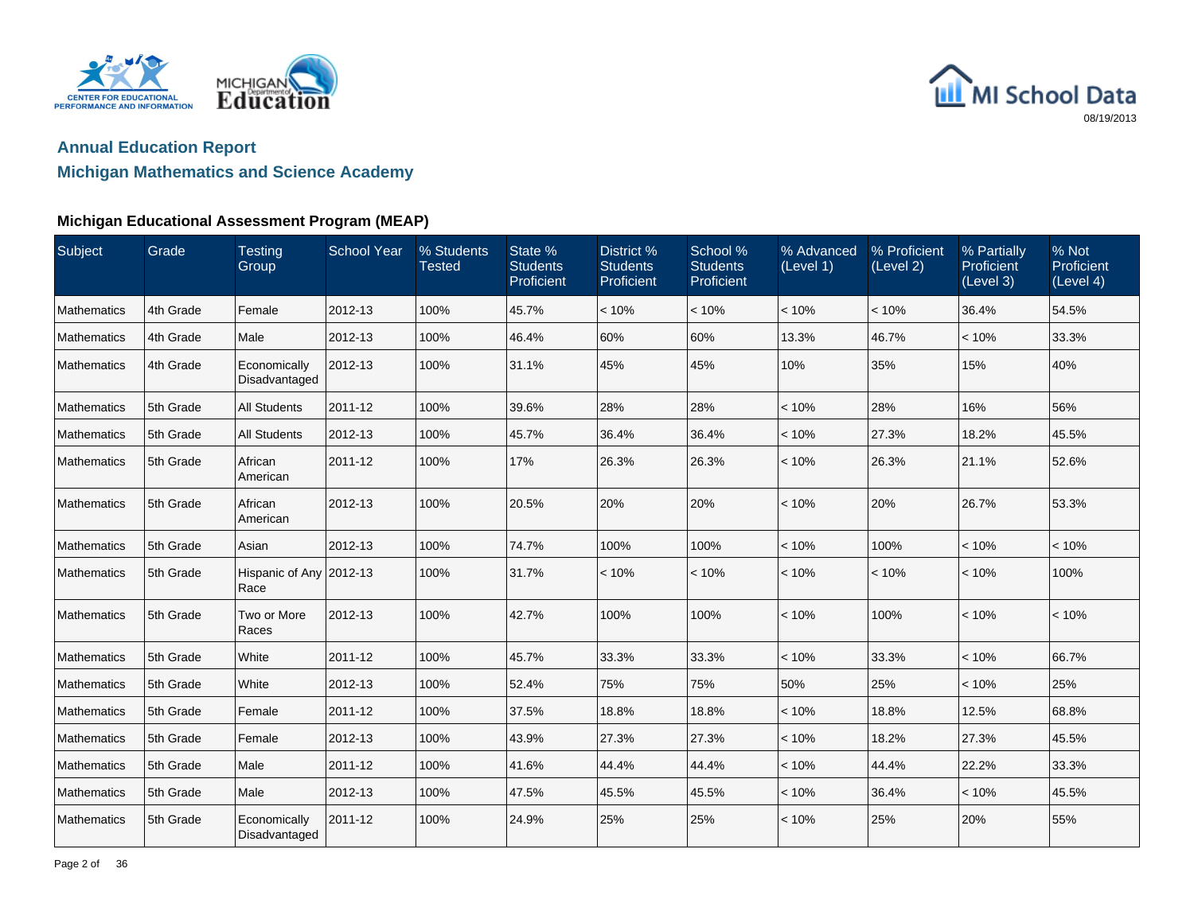## Annual Education Report

## Michigan Mathematics and Science Academy

### Michigan Educational Assessment Program (MEAP)

| Subject | Grade | Testing Group | School Year | % Students Tested | State % Students Proficient | District % Students Proficient | School % Students Proficient | % Advanced (Level 1) | % Proficient (Level 2) | % Partially Proficient (Level 3) | % Not Proficient (Level 4) |
|---|---|---|---|---|---|---|---|---|---|---|---|
| Mathematics | 4th Grade | Female | 2012-13 | 100% | 45.7% | < 10% | < 10% | < 10% | < 10% | 36.4% | 54.5% |
| Mathematics | 4th Grade | Male | 2012-13 | 100% | 46.4% | 60% | 60% | 13.3% | 46.7% | < 10% | 33.3% |
| Mathematics | 4th Grade | Economically Disadvantaged | 2012-13 | 100% | 31.1% | 45% | 45% | 10% | 35% | 15% | 40% |
| Mathematics | 5th Grade | All Students | 2011-12 | 100% | 39.6% | 28% | 28% | < 10% | 28% | 16% | 56% |
| Mathematics | 5th Grade | All Students | 2012-13 | 100% | 45.7% | 36.4% | 36.4% | < 10% | 27.3% | 18.2% | 45.5% |
| Mathematics | 5th Grade | African American | 2011-12 | 100% | 17% | 26.3% | 26.3% | < 10% | 26.3% | 21.1% | 52.6% |
| Mathematics | 5th Grade | African American | 2012-13 | 100% | 20.5% | 20% | 20% | < 10% | 20% | 26.7% | 53.3% |
| Mathematics | 5th Grade | Asian | 2012-13 | 100% | 74.7% | 100% | 100% | < 10% | 100% | < 10% | < 10% |
| Mathematics | 5th Grade | Hispanic of Any Race | 2012-13 | 100% | 31.7% | < 10% | < 10% | < 10% | < 10% | < 10% | 100% |
| Mathematics | 5th Grade | Two or More Races | 2012-13 | 100% | 42.7% | 100% | 100% | < 10% | 100% | < 10% | < 10% |
| Mathematics | 5th Grade | White | 2011-12 | 100% | 45.7% | 33.3% | 33.3% | < 10% | 33.3% | < 10% | 66.7% |
| Mathematics | 5th Grade | White | 2012-13 | 100% | 52.4% | 75% | 75% | 50% | 25% | < 10% | 25% |
| Mathematics | 5th Grade | Female | 2011-12 | 100% | 37.5% | 18.8% | 18.8% | < 10% | 18.8% | 12.5% | 68.8% |
| Mathematics | 5th Grade | Female | 2012-13 | 100% | 43.9% | 27.3% | 27.3% | < 10% | 18.2% | 27.3% | 45.5% |
| Mathematics | 5th Grade | Male | 2011-12 | 100% | 41.6% | 44.4% | 44.4% | < 10% | 44.4% | 22.2% | 33.3% |
| Mathematics | 5th Grade | Male | 2012-13 | 100% | 47.5% | 45.5% | 45.5% | < 10% | 36.4% | < 10% | 45.5% |
| Mathematics | 5th Grade | Economically Disadvantaged | 2011-12 | 100% | 24.9% | 25% | 25% | < 10% | 25% | 20% | 55% |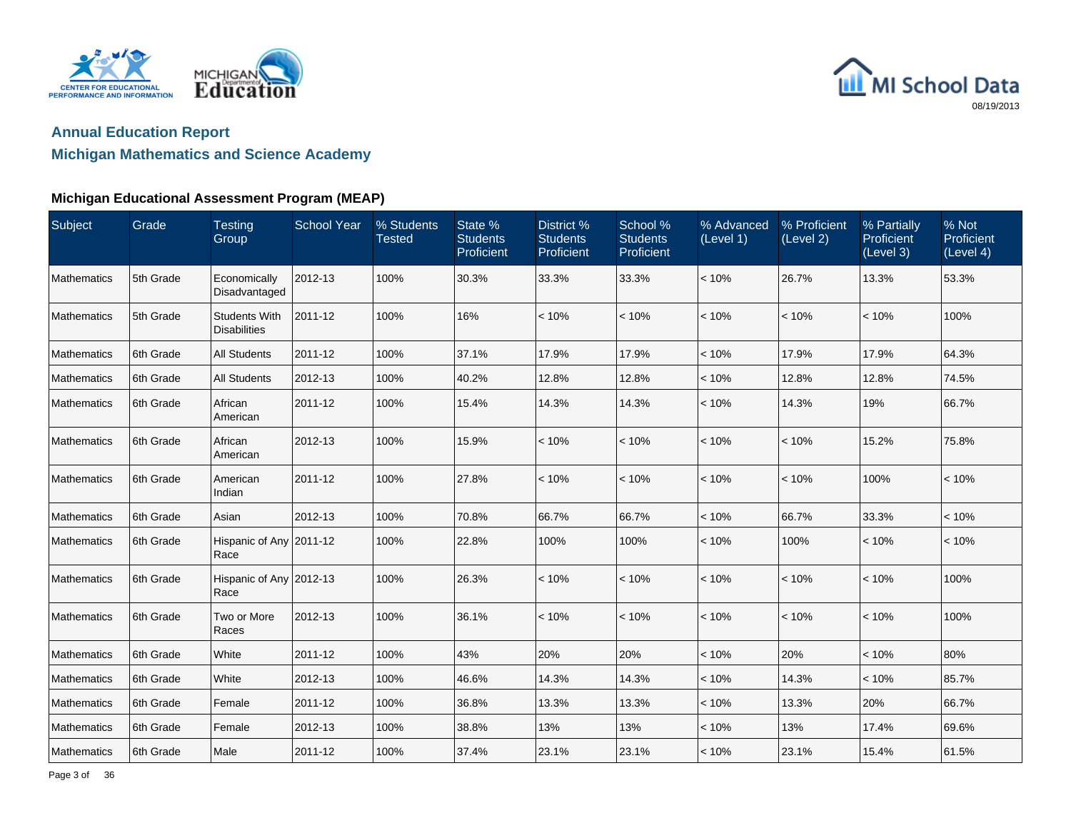# Annual Education Report

## Michigan Mathematics and Science Academy

### Michigan Educational Assessment Program (MEAP)

| Subject | Grade | Testing Group | School Year | % Students Tested | State % Students Proficient | District % Students Proficient | School % Students Proficient | % Advanced (Level 1) | % Proficient (Level 2) | % Partially Proficient (Level 3) | % Not Proficient (Level 4) |
|---|---|---|---|---|---|---|---|---|---|---|---|
| Mathematics | 5th Grade | Economically Disadvantaged | 2012-13 | 100% | 30.3% | 33.3% | 33.3% | < 10% | 26.7% | 13.3% | 53.3% |
| Mathematics | 5th Grade | Students With Disabilities | 2011-12 | 100% | 16% | < 10% | < 10% | < 10% | < 10% | < 10% | 100% |
| Mathematics | 6th Grade | All Students | 2011-12 | 100% | 37.1% | 17.9% | 17.9% | < 10% | 17.9% | 17.9% | 64.3% |
| Mathematics | 6th Grade | All Students | 2012-13 | 100% | 40.2% | 12.8% | 12.8% | < 10% | 12.8% | 12.8% | 74.5% |
| Mathematics | 6th Grade | African American | 2011-12 | 100% | 15.4% | 14.3% | 14.3% | < 10% | 14.3% | 19% | 66.7% |
| Mathematics | 6th Grade | African American | 2012-13 | 100% | 15.9% | < 10% | < 10% | < 10% | < 10% | 15.2% | 75.8% |
| Mathematics | 6th Grade | American Indian | 2011-12 | 100% | 27.8% | < 10% | < 10% | < 10% | < 10% | 100% | < 10% |
| Mathematics | 6th Grade | Asian | 2012-13 | 100% | 70.8% | 66.7% | 66.7% | < 10% | 66.7% | 33.3% | < 10% |
| Mathematics | 6th Grade | Hispanic of Any Race | 2011-12 | 100% | 22.8% | 100% | 100% | < 10% | 100% | < 10% | < 10% |
| Mathematics | 6th Grade | Hispanic of Any Race | 2012-13 | 100% | 26.3% | < 10% | < 10% | < 10% | < 10% | < 10% | 100% |
| Mathematics | 6th Grade | Two or More Races | 2012-13 | 100% | 36.1% | < 10% | < 10% | < 10% | < 10% | < 10% | 100% |
| Mathematics | 6th Grade | White | 2011-12 | 100% | 43% | 20% | 20% | < 10% | 20% | < 10% | 80% |
| Mathematics | 6th Grade | White | 2012-13 | 100% | 46.6% | 14.3% | 14.3% | < 10% | 14.3% | < 10% | 85.7% |
| Mathematics | 6th Grade | Female | 2011-12 | 100% | 36.8% | 13.3% | 13.3% | < 10% | 13.3% | 20% | 66.7% |
| Mathematics | 6th Grade | Female | 2012-13 | 100% | 38.8% | 13% | 13% | < 10% | 13% | 17.4% | 69.6% |
| Mathematics | 6th Grade | Male | 2011-12 | 100% | 37.4% | 23.1% | 23.1% | < 10% | 23.1% | 15.4% | 61.5% |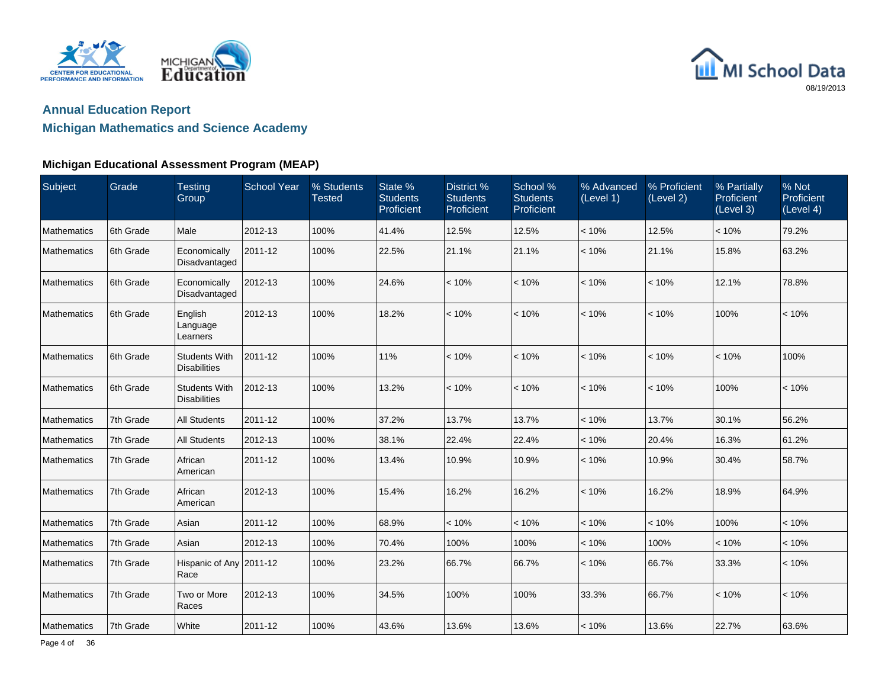# Annual Education Report

## Michigan Mathematics and Science Academy

### Michigan Educational Assessment Program (MEAP)

| Subject | Grade | Testing Group | School Year | % Students Tested | State % Students Proficient | District % Students Proficient | School % Students Proficient | % Advanced (Level 1) | % Proficient (Level 2) | % Partially Proficient (Level 3) | % Not Proficient (Level 4) |
|---|---|---|---|---|---|---|---|---|---|---|---|
| Mathematics | 6th Grade | Male | 2012-13 | 100% | 41.4% | 12.5% | 12.5% | < 10% | 12.5% | < 10% | 79.2% |
| Mathematics | 6th Grade | Economically Disadvantaged | 2011-12 | 100% | 22.5% | 21.1% | 21.1% | < 10% | 21.1% | 15.8% | 63.2% |
| Mathematics | 6th Grade | Economically Disadvantaged | 2012-13 | 100% | 24.6% | < 10% | < 10% | < 10% | < 10% | 12.1% | 78.8% |
| Mathematics | 6th Grade | English Language Learners | 2012-13 | 100% | 18.2% | < 10% | < 10% | < 10% | < 10% | 100% | < 10% |
| Mathematics | 6th Grade | Students With Disabilities | 2011-12 | 100% | 11% | < 10% | < 10% | < 10% | < 10% | < 10% | 100% |
| Mathematics | 6th Grade | Students With Disabilities | 2012-13 | 100% | 13.2% | < 10% | < 10% | < 10% | < 10% | 100% | < 10% |
| Mathematics | 7th Grade | All Students | 2011-12 | 100% | 37.2% | 13.7% | 13.7% | < 10% | 13.7% | 30.1% | 56.2% |
| Mathematics | 7th Grade | All Students | 2012-13 | 100% | 38.1% | 22.4% | 22.4% | < 10% | 20.4% | 16.3% | 61.2% |
| Mathematics | 7th Grade | African American | 2011-12 | 100% | 13.4% | 10.9% | 10.9% | < 10% | 10.9% | 30.4% | 58.7% |
| Mathematics | 7th Grade | African American | 2012-13 | 100% | 15.4% | 16.2% | 16.2% | < 10% | 16.2% | 18.9% | 64.9% |
| Mathematics | 7th Grade | Asian | 2011-12 | 100% | 68.9% | < 10% | < 10% | < 10% | < 10% | 100% | < 10% |
| Mathematics | 7th Grade | Asian | 2012-13 | 100% | 70.4% | 100% | 100% | < 10% | 100% | < 10% | < 10% |
| Mathematics | 7th Grade | Hispanic of Any Race | 2011-12 | 100% | 23.2% | 66.7% | 66.7% | < 10% | 66.7% | 33.3% | < 10% |
| Mathematics | 7th Grade | Two or More Races | 2012-13 | 100% | 34.5% | 100% | 100% | 33.3% | 66.7% | < 10% | < 10% |
| Mathematics | 7th Grade | White | 2011-12 | 100% | 43.6% | 13.6% | 13.6% | < 10% | 13.6% | 22.7% | 63.6% |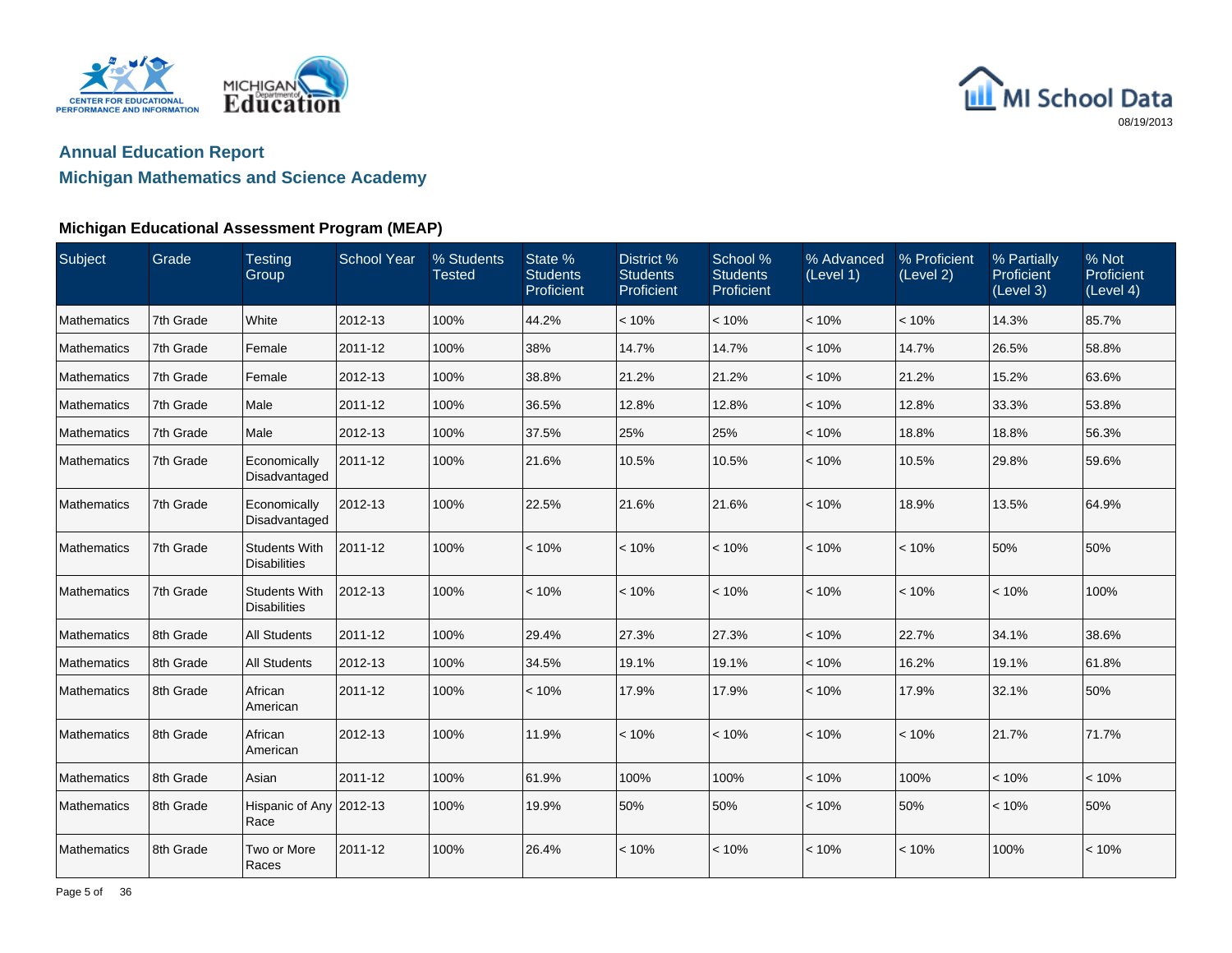## Annual Education Report

## Michigan Mathematics and Science Academy

### Michigan Educational Assessment Program (MEAP)

| Subject | Grade | Testing Group | School Year | % Students Tested | State % Students Proficient | District % Students Proficient | School % Students Proficient | % Advanced (Level 1) | % Proficient (Level 2) | % Partially Proficient (Level 3) | % Not Proficient (Level 4) |
|---|---|---|---|---|---|---|---|---|---|---|---|
| Mathematics | 7th Grade | White | 2012-13 | 100% | 44.2% | < 10% | < 10% | < 10% | < 10% | 14.3% | 85.7% |
| Mathematics | 7th Grade | Female | 2011-12 | 100% | 38% | 14.7% | 14.7% | < 10% | 14.7% | 26.5% | 58.8% |
| Mathematics | 7th Grade | Female | 2012-13 | 100% | 38.8% | 21.2% | 21.2% | < 10% | 21.2% | 15.2% | 63.6% |
| Mathematics | 7th Grade | Male | 2011-12 | 100% | 36.5% | 12.8% | 12.8% | < 10% | 12.8% | 33.3% | 53.8% |
| Mathematics | 7th Grade | Male | 2012-13 | 100% | 37.5% | 25% | 25% | < 10% | 18.8% | 18.8% | 56.3% |
| Mathematics | 7th Grade | Economically Disadvantaged | 2011-12 | 100% | 21.6% | 10.5% | 10.5% | < 10% | 10.5% | 29.8% | 59.6% |
| Mathematics | 7th Grade | Economically Disadvantaged | 2012-13 | 100% | 22.5% | 21.6% | 21.6% | < 10% | 18.9% | 13.5% | 64.9% |
| Mathematics | 7th Grade | Students With Disabilities | 2011-12 | 100% | < 10% | < 10% | < 10% | < 10% | < 10% | 50% | 50% |
| Mathematics | 7th Grade | Students With Disabilities | 2012-13 | 100% | < 10% | < 10% | < 10% | < 10% | < 10% | < 10% | 100% |
| Mathematics | 8th Grade | All Students | 2011-12 | 100% | 29.4% | 27.3% | 27.3% | < 10% | 22.7% | 34.1% | 38.6% |
| Mathematics | 8th Grade | All Students | 2012-13 | 100% | 34.5% | 19.1% | 19.1% | < 10% | 16.2% | 19.1% | 61.8% |
| Mathematics | 8th Grade | African American | 2011-12 | 100% | < 10% | 17.9% | 17.9% | < 10% | 17.9% | 32.1% | 50% |
| Mathematics | 8th Grade | African American | 2012-13 | 100% | 11.9% | < 10% | < 10% | < 10% | < 10% | 21.7% | 71.7% |
| Mathematics | 8th Grade | Asian | 2011-12 | 100% | 61.9% | 100% | 100% | < 10% | 100% | < 10% | < 10% |
| Mathematics | 8th Grade | Hispanic of Any Race | 2012-13 | 100% | 19.9% | 50% | 50% | < 10% | 50% | < 10% | 50% |
| Mathematics | 8th Grade | Two or More Races | 2011-12 | 100% | 26.4% | < 10% | < 10% | < 10% | < 10% | 100% | < 10% |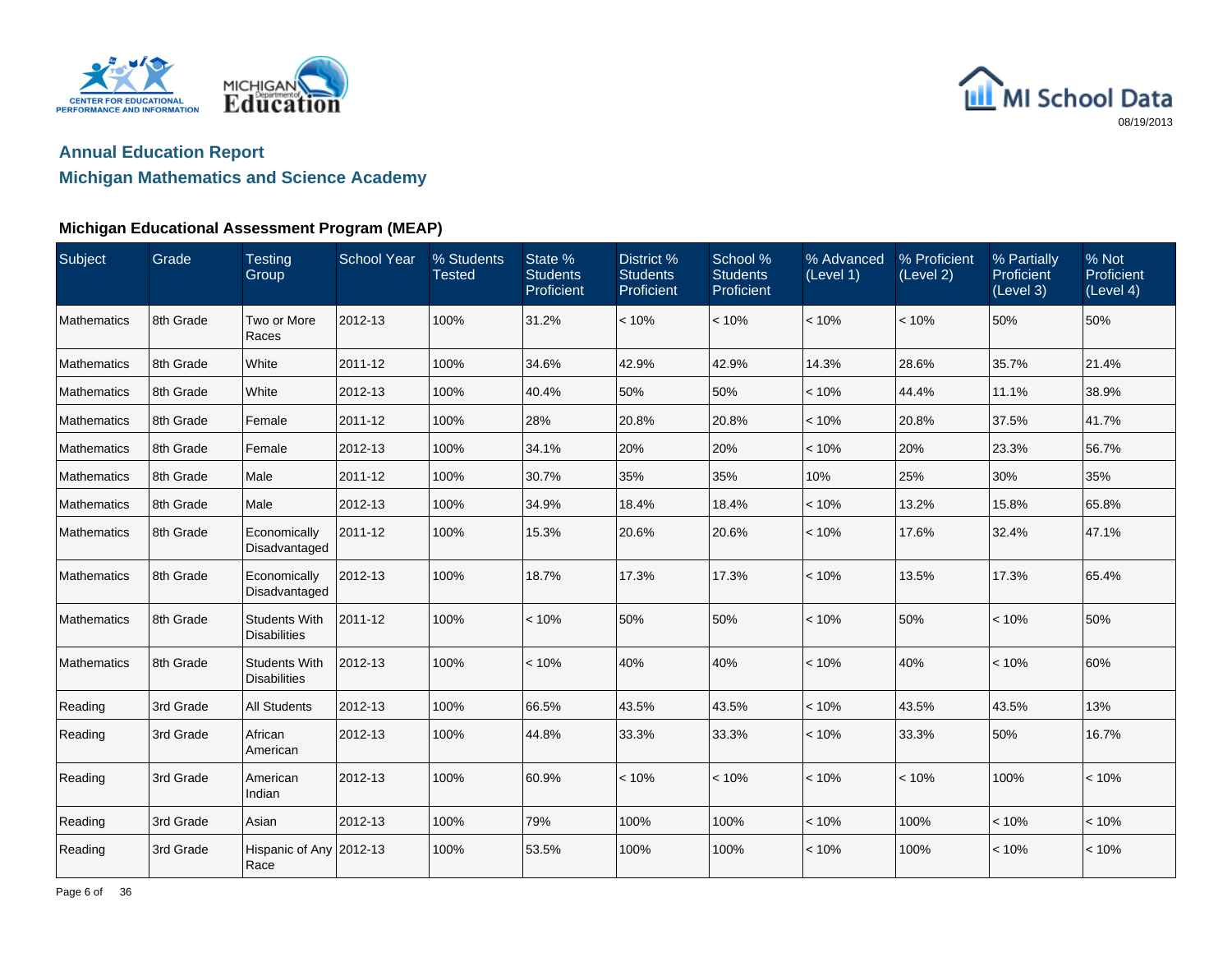## Annual Education Report

## Michigan Mathematics and Science Academy

### Michigan Educational Assessment Program (MEAP)

| Subject | Grade | Testing Group | School Year | % Students Tested | State % Students Proficient | District % Students Proficient | School % Students Proficient | % Advanced (Level 1) | % Proficient (Level 2) | % Partially Proficient (Level 3) | % Not Proficient (Level 4) |
|---|---|---|---|---|---|---|---|---|---|---|---|
| Mathematics | 8th Grade | Two or More Races | 2012-13 | 100% | 31.2% | < 10% | < 10% | < 10% | < 10% | 50% | 50% |
| Mathematics | 8th Grade | White | 2011-12 | 100% | 34.6% | 42.9% | 42.9% | 14.3% | 28.6% | 35.7% | 21.4% |
| Mathematics | 8th Grade | White | 2012-13 | 100% | 40.4% | 50% | 50% | < 10% | 44.4% | 11.1% | 38.9% |
| Mathematics | 8th Grade | Female | 2011-12 | 100% | 28% | 20.8% | 20.8% | < 10% | 20.8% | 37.5% | 41.7% |
| Mathematics | 8th Grade | Female | 2012-13 | 100% | 34.1% | 20% | 20% | < 10% | 20% | 23.3% | 56.7% |
| Mathematics | 8th Grade | Male | 2011-12 | 100% | 30.7% | 35% | 35% | 10% | 25% | 30% | 35% |
| Mathematics | 8th Grade | Male | 2012-13 | 100% | 34.9% | 18.4% | 18.4% | < 10% | 13.2% | 15.8% | 65.8% |
| Mathematics | 8th Grade | Economically Disadvantaged | 2011-12 | 100% | 15.3% | 20.6% | 20.6% | < 10% | 17.6% | 32.4% | 47.1% |
| Mathematics | 8th Grade | Economically Disadvantaged | 2012-13 | 100% | 18.7% | 17.3% | 17.3% | < 10% | 13.5% | 17.3% | 65.4% |
| Mathematics | 8th Grade | Students With Disabilities | 2011-12 | 100% | < 10% | 50% | 50% | < 10% | 50% | < 10% | 50% |
| Mathematics | 8th Grade | Students With Disabilities | 2012-13 | 100% | < 10% | 40% | 40% | < 10% | 40% | < 10% | 60% |
| Reading | 3rd Grade | All Students | 2012-13 | 100% | 66.5% | 43.5% | 43.5% | < 10% | 43.5% | 43.5% | 13% |
| Reading | 3rd Grade | African American | 2012-13 | 100% | 44.8% | 33.3% | 33.3% | < 10% | 33.3% | 50% | 16.7% |
| Reading | 3rd Grade | American Indian | 2012-13 | 100% | 60.9% | < 10% | < 10% | < 10% | < 10% | 100% | < 10% |
| Reading | 3rd Grade | Asian | 2012-13 | 100% | 79% | 100% | 100% | < 10% | 100% | < 10% | < 10% |
| Reading | 3rd Grade | Hispanic of Any Race | 2012-13 | 100% | 53.5% | 100% | 100% | < 10% | 100% | < 10% | < 10% |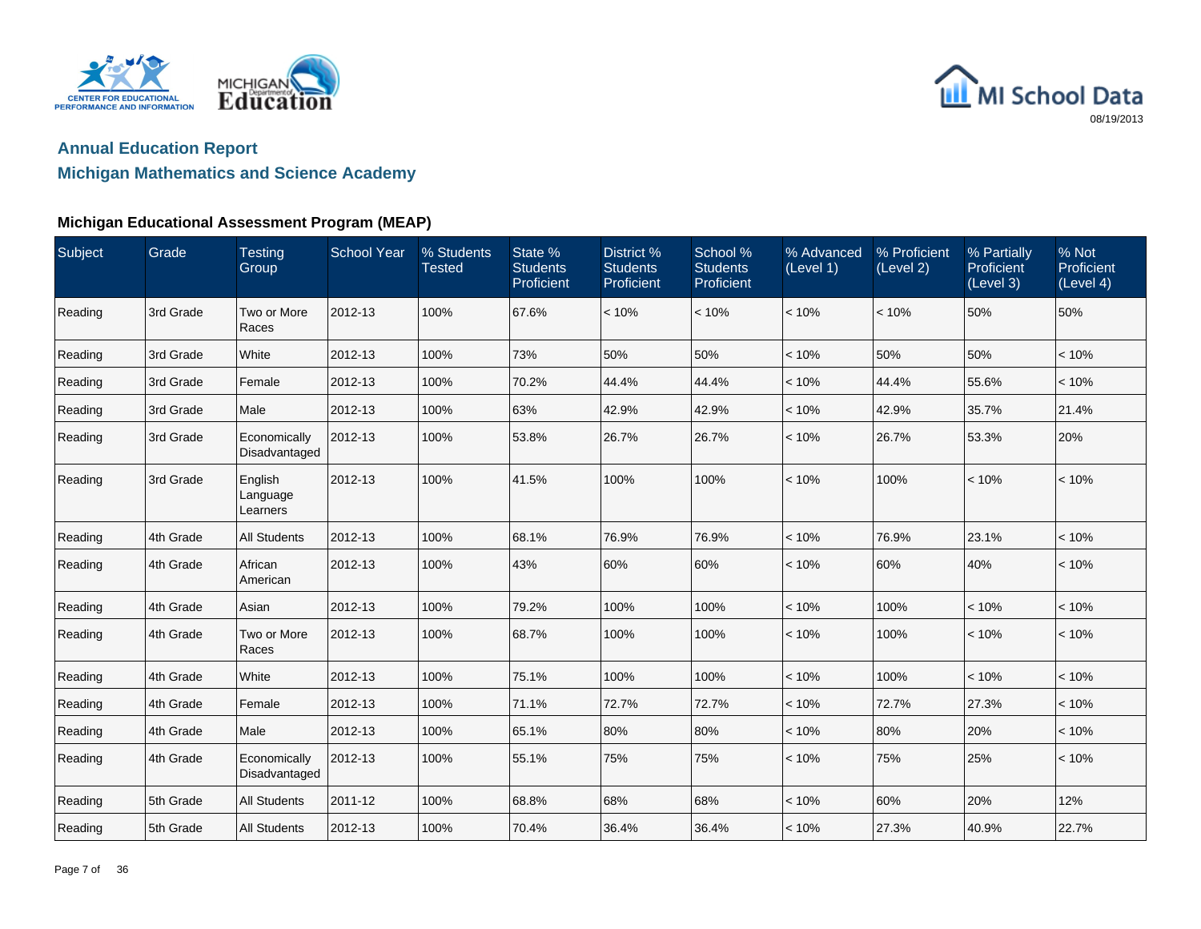## Annual Education Report

## Michigan Mathematics and Science Academy

### Michigan Educational Assessment Program (MEAP)

| Subject | Grade | Testing Group | School Year | % Students Tested | State % Students Proficient | District % Students Proficient | School % Students Proficient | % Advanced (Level 1) | % Proficient (Level 2) | % Partially Proficient (Level 3) | % Not Proficient (Level 4) |
|---|---|---|---|---|---|---|---|---|---|---|---|
| Reading | 3rd Grade | Two or More Races | 2012-13 | 100% | 67.6% | < 10% | < 10% | < 10% | < 10% | 50% | 50% |
| Reading | 3rd Grade | White | 2012-13 | 100% | 73% | 50% | 50% | < 10% | 50% | 50% | < 10% |
| Reading | 3rd Grade | Female | 2012-13 | 100% | 70.2% | 44.4% | 44.4% | < 10% | 44.4% | 55.6% | < 10% |
| Reading | 3rd Grade | Male | 2012-13 | 100% | 63% | 42.9% | 42.9% | < 10% | 42.9% | 35.7% | 21.4% |
| Reading | 3rd Grade | Economically Disadvantaged | 2012-13 | 100% | 53.8% | 26.7% | 26.7% | < 10% | 26.7% | 53.3% | 20% |
| Reading | 3rd Grade | English Language Learners | 2012-13 | 100% | 41.5% | 100% | 100% | < 10% | 100% | < 10% | < 10% |
| Reading | 4th Grade | All Students | 2012-13 | 100% | 68.1% | 76.9% | 76.9% | < 10% | 76.9% | 23.1% | < 10% |
| Reading | 4th Grade | African American | 2012-13 | 100% | 43% | 60% | 60% | < 10% | 60% | 40% | < 10% |
| Reading | 4th Grade | Asian | 2012-13 | 100% | 79.2% | 100% | 100% | < 10% | 100% | < 10% | < 10% |
| Reading | 4th Grade | Two or More Races | 2012-13 | 100% | 68.7% | 100% | 100% | < 10% | 100% | < 10% | < 10% |
| Reading | 4th Grade | White | 2012-13 | 100% | 75.1% | 100% | 100% | < 10% | 100% | < 10% | < 10% |
| Reading | 4th Grade | Female | 2012-13 | 100% | 71.1% | 72.7% | 72.7% | < 10% | 72.7% | 27.3% | < 10% |
| Reading | 4th Grade | Male | 2012-13 | 100% | 65.1% | 80% | 80% | < 10% | 80% | 20% | < 10% |
| Reading | 4th Grade | Economically Disadvantaged | 2012-13 | 100% | 55.1% | 75% | 75% | < 10% | 75% | 25% | < 10% |
| Reading | 5th Grade | All Students | 2011-12 | 100% | 68.8% | 68% | 68% | < 10% | 60% | 20% | 12% |
| Reading | 5th Grade | All Students | 2012-13 | 100% | 70.4% | 36.4% | 36.4% | < 10% | 27.3% | 40.9% | 22.7% |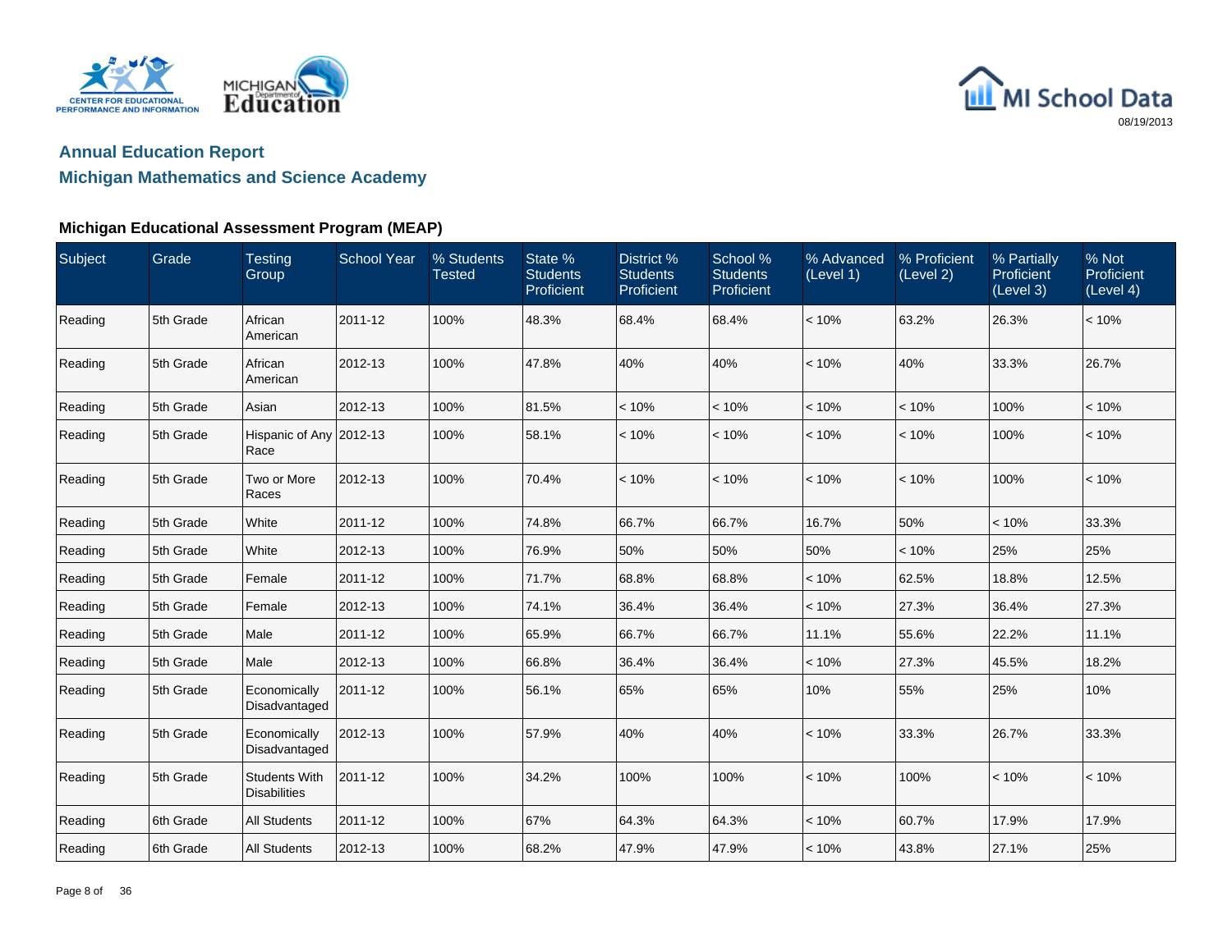## Annual Education Report

## Michigan Mathematics and Science Academy

### Michigan Educational Assessment Program (MEAP)

| Subject | Grade | Testing Group | School Year | % Students Tested | State % Students Proficient | District % Students Proficient | School % Students Proficient | % Advanced (Level 1) | % Proficient (Level 2) | % Partially Proficient (Level 3) | % Not Proficient (Level 4) |
|---|---|---|---|---|---|---|---|---|---|---|---|
| Reading | 5th Grade | African American | 2011-12 | 100% | 48.3% | 68.4% | 68.4% | < 10% | 63.2% | 26.3% | < 10% |
| Reading | 5th Grade | African American | 2012-13 | 100% | 47.8% | 40% | 40% | < 10% | 40% | 33.3% | 26.7% |
| Reading | 5th Grade | Asian | 2012-13 | 100% | 81.5% | < 10% | < 10% | < 10% | < 10% | 100% | < 10% |
| Reading | 5th Grade | Hispanic of Any Race | 2012-13 | 100% | 58.1% | < 10% | < 10% | < 10% | < 10% | 100% | < 10% |
| Reading | 5th Grade | Two or More Races | 2012-13 | 100% | 70.4% | < 10% | < 10% | < 10% | < 10% | 100% | < 10% |
| Reading | 5th Grade | White | 2011-12 | 100% | 74.8% | 66.7% | 66.7% | 16.7% | 50% | < 10% | 33.3% |
| Reading | 5th Grade | White | 2012-13 | 100% | 76.9% | 50% | 50% | 50% | < 10% | 25% | 25% |
| Reading | 5th Grade | Female | 2011-12 | 100% | 71.7% | 68.8% | 68.8% | < 10% | 62.5% | 18.8% | 12.5% |
| Reading | 5th Grade | Female | 2012-13 | 100% | 74.1% | 36.4% | 36.4% | < 10% | 27.3% | 36.4% | 27.3% |
| Reading | 5th Grade | Male | 2011-12 | 100% | 65.9% | 66.7% | 66.7% | 11.1% | 55.6% | 22.2% | 11.1% |
| Reading | 5th Grade | Male | 2012-13 | 100% | 66.8% | 36.4% | 36.4% | < 10% | 27.3% | 45.5% | 18.2% |
| Reading | 5th Grade | Economically Disadvantaged | 2011-12 | 100% | 56.1% | 65% | 65% | 10% | 55% | 25% | 10% |
| Reading | 5th Grade | Economically Disadvantaged | 2012-13 | 100% | 57.9% | 40% | 40% | < 10% | 33.3% | 26.7% | 33.3% |
| Reading | 5th Grade | Students With Disabilities | 2011-12 | 100% | 34.2% | 100% | 100% | < 10% | 100% | < 10% | < 10% |
| Reading | 6th Grade | All Students | 2011-12 | 100% | 67% | 64.3% | 64.3% | < 10% | 60.7% | 17.9% | 17.9% |
| Reading | 6th Grade | All Students | 2012-13 | 100% | 68.2% | 47.9% | 47.9% | < 10% | 43.8% | 27.1% | 25% |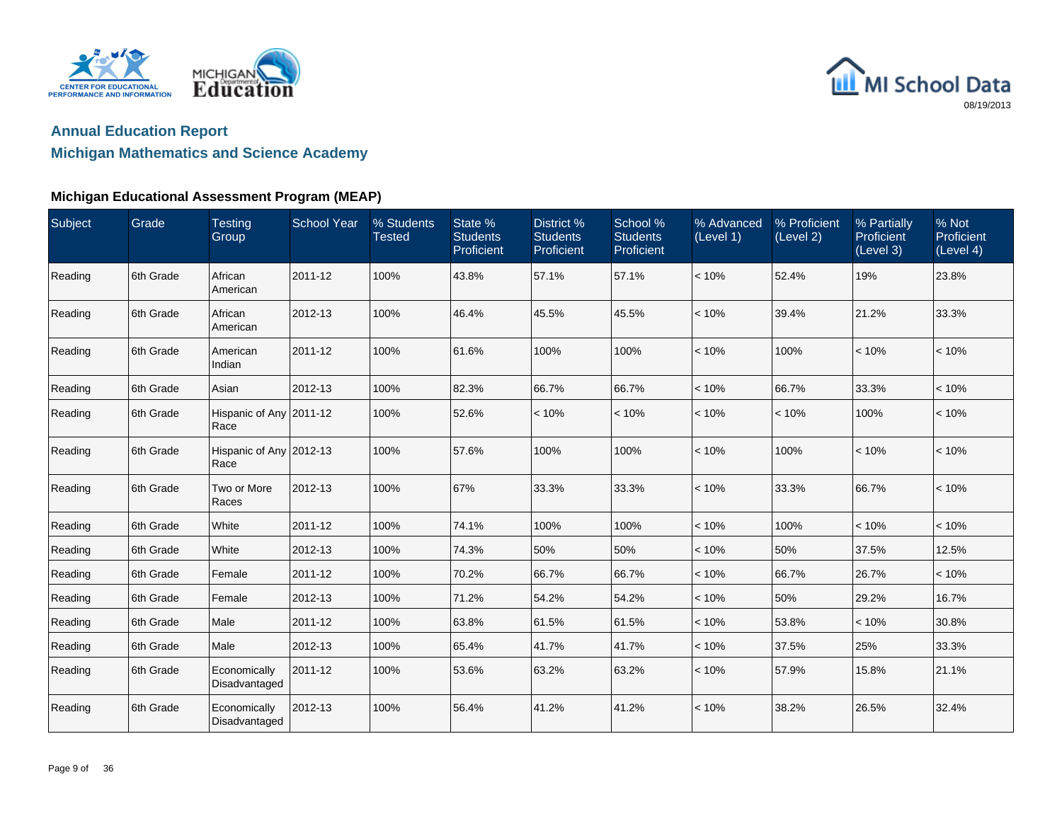## Annual Education Report

## Michigan Mathematics and Science Academy

### Michigan Educational Assessment Program (MEAP)

| Subject | Grade | Testing Group | School Year | % Students Tested | State % Students Proficient | District % Students Proficient | School % Students Proficient | % Advanced (Level 1) | % Proficient (Level 2) | % Partially Proficient (Level 3) | % Not Proficient (Level 4) |
|---|---|---|---|---|---|---|---|---|---|---|---|
| Reading | 6th Grade | African American | 2011-12 | 100% | 43.8% | 57.1% | 57.1% | < 10% | 52.4% | 19% | 23.8% |
| Reading | 6th Grade | African American | 2012-13 | 100% | 46.4% | 45.5% | 45.5% | < 10% | 39.4% | 21.2% | 33.3% |
| Reading | 6th Grade | American Indian | 2011-12 | 100% | 61.6% | 100% | 100% | < 10% | 100% | < 10% | < 10% |
| Reading | 6th Grade | Asian | 2012-13 | 100% | 82.3% | 66.7% | 66.7% | < 10% | 66.7% | 33.3% | < 10% |
| Reading | 6th Grade | Hispanic of Any Race | 2011-12 | 100% | 52.6% | < 10% | < 10% | < 10% | < 10% | 100% | < 10% |
| Reading | 6th Grade | Hispanic of Any Race | 2012-13 | 100% | 57.6% | 100% | 100% | < 10% | 100% | < 10% | < 10% |
| Reading | 6th Grade | Two or More Races | 2012-13 | 100% | 67% | 33.3% | 33.3% | < 10% | 33.3% | 66.7% | < 10% |
| Reading | 6th Grade | White | 2011-12 | 100% | 74.1% | 100% | 100% | < 10% | 100% | < 10% | < 10% |
| Reading | 6th Grade | White | 2012-13 | 100% | 74.3% | 50% | 50% | < 10% | 50% | 37.5% | 12.5% |
| Reading | 6th Grade | Female | 2011-12 | 100% | 70.2% | 66.7% | 66.7% | < 10% | 66.7% | 26.7% | < 10% |
| Reading | 6th Grade | Female | 2012-13 | 100% | 71.2% | 54.2% | 54.2% | < 10% | 50% | 29.2% | 16.7% |
| Reading | 6th Grade | Male | 2011-12 | 100% | 63.8% | 61.5% | 61.5% | < 10% | 53.8% | < 10% | 30.8% |
| Reading | 6th Grade | Male | 2012-13 | 100% | 65.4% | 41.7% | 41.7% | < 10% | 37.5% | 25% | 33.3% |
| Reading | 6th Grade | Economically Disadvantaged | 2011-12 | 100% | 53.6% | 63.2% | 63.2% | < 10% | 57.9% | 15.8% | 21.1% |
| Reading | 6th Grade | Economically Disadvantaged | 2012-13 | 100% | 56.4% | 41.2% | 41.2% | < 10% | 38.2% | 26.5% | 32.4% |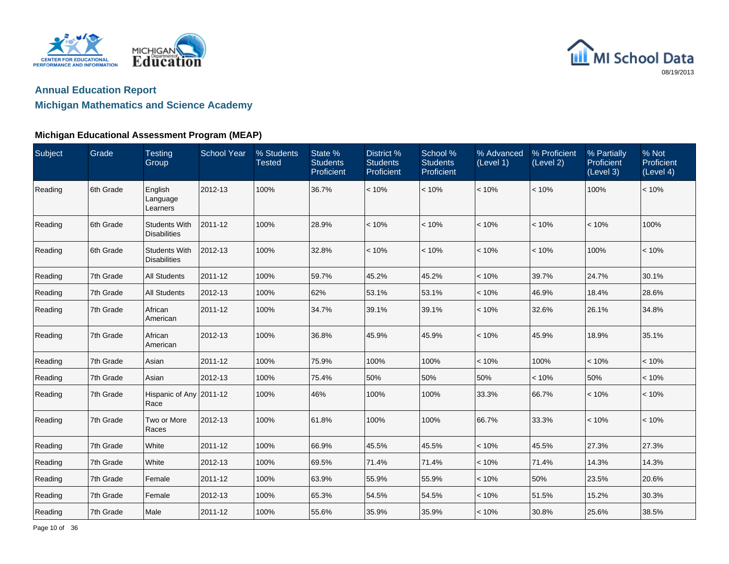## Annual Education Report

## Michigan Mathematics and Science Academy

### Michigan Educational Assessment Program (MEAP)

| Subject | Grade | Testing Group | School Year | % Students Tested | State % Students Proficient | District % Students Proficient | School % Students Proficient | % Advanced (Level 1) | % Proficient (Level 2) | % Partially Proficient (Level 3) | % Not Proficient (Level 4) |
|---|---|---|---|---|---|---|---|---|---|---|---|
| Reading | 6th Grade | English Language Learners | 2012-13 | 100% | 36.7% | < 10% | < 10% | < 10% | < 10% | 100% | < 10% |
| Reading | 6th Grade | Students With Disabilities | 2011-12 | 100% | 28.9% | < 10% | < 10% | < 10% | < 10% | < 10% | 100% |
| Reading | 6th Grade | Students With Disabilities | 2012-13 | 100% | 32.8% | < 10% | < 10% | < 10% | < 10% | 100% | < 10% |
| Reading | 7th Grade | All Students | 2011-12 | 100% | 59.7% | 45.2% | 45.2% | < 10% | 39.7% | 24.7% | 30.1% |
| Reading | 7th Grade | All Students | 2012-13 | 100% | 62% | 53.1% | 53.1% | < 10% | 46.9% | 18.4% | 28.6% |
| Reading | 7th Grade | African American | 2011-12 | 100% | 34.7% | 39.1% | 39.1% | < 10% | 32.6% | 26.1% | 34.8% |
| Reading | 7th Grade | African American | 2012-13 | 100% | 36.8% | 45.9% | 45.9% | < 10% | 45.9% | 18.9% | 35.1% |
| Reading | 7th Grade | Asian | 2011-12 | 100% | 75.9% | 100% | 100% | < 10% | 100% | < 10% | < 10% |
| Reading | 7th Grade | Asian | 2012-13 | 100% | 75.4% | 50% | 50% | 50% | < 10% | 50% | < 10% |
| Reading | 7th Grade | Hispanic of Any Race | 2011-12 | 100% | 46% | 100% | 100% | 33.3% | 66.7% | < 10% | < 10% |
| Reading | 7th Grade | Two or More Races | 2012-13 | 100% | 61.8% | 100% | 100% | 66.7% | 33.3% | < 10% | < 10% |
| Reading | 7th Grade | White | 2011-12 | 100% | 66.9% | 45.5% | 45.5% | < 10% | 45.5% | 27.3% | 27.3% |
| Reading | 7th Grade | White | 2012-13 | 100% | 69.5% | 71.4% | 71.4% | < 10% | 71.4% | 14.3% | 14.3% |
| Reading | 7th Grade | Female | 2011-12 | 100% | 63.9% | 55.9% | 55.9% | < 10% | 50% | 23.5% | 20.6% |
| Reading | 7th Grade | Female | 2012-13 | 100% | 65.3% | 54.5% | 54.5% | < 10% | 51.5% | 15.2% | 30.3% |
| Reading | 7th Grade | Male | 2011-12 | 100% | 55.6% | 35.9% | 35.9% | < 10% | 30.8% | 25.6% | 38.5% |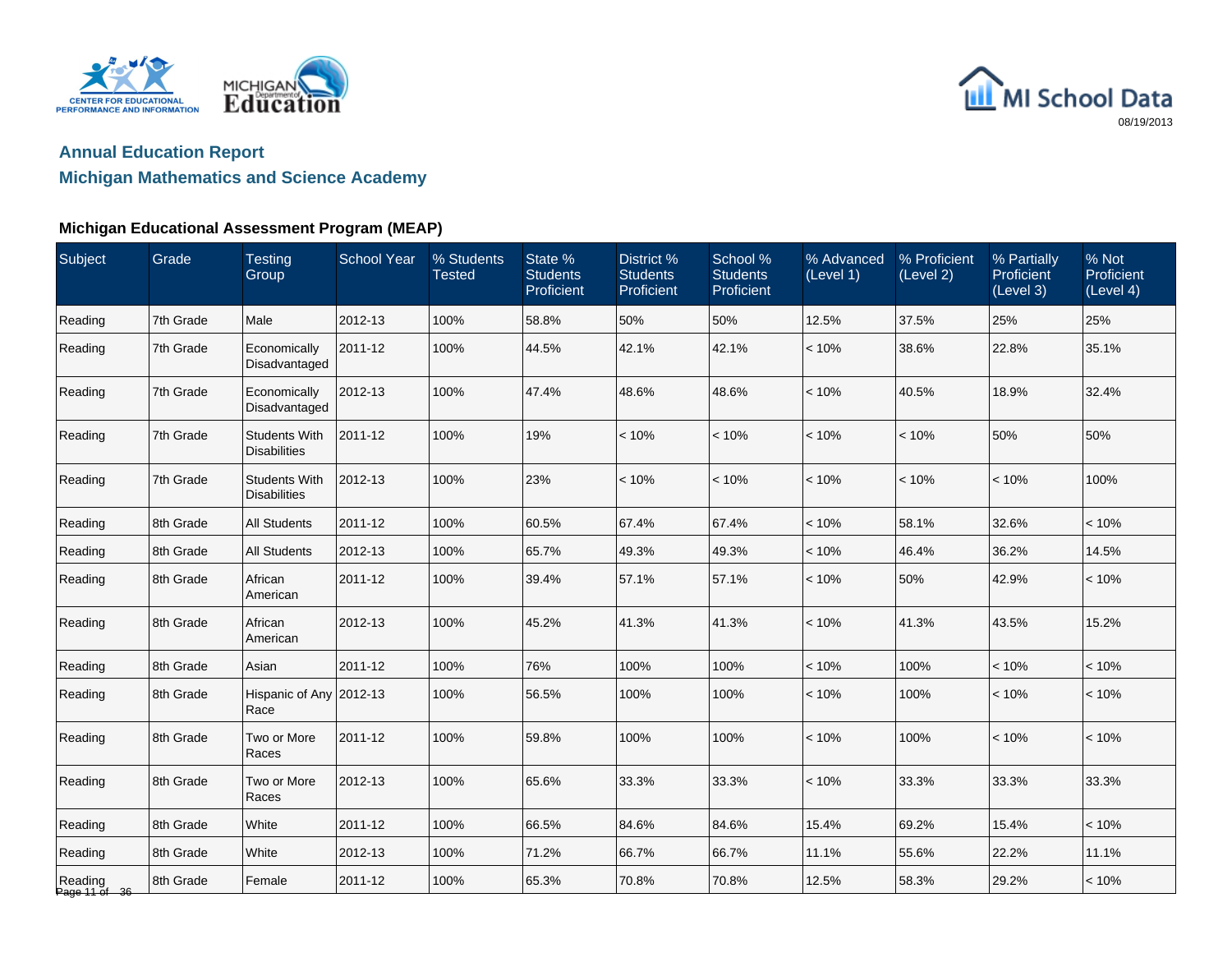## Annual Education Report

## Michigan Mathematics and Science Academy

### Michigan Educational Assessment Program (MEAP)

| Subject | Grade | Testing Group | School Year | % Students Tested | State % Students Proficient | District % Students Proficient | School % Students Proficient | % Advanced (Level 1) | % Proficient (Level 2) | % Partially Proficient (Level 3) | % Not Proficient (Level 4) |
|---|---|---|---|---|---|---|---|---|---|---|---|
| Reading | 7th Grade | Male | 2012-13 | 100% | 58.8% | 50% | 50% | 12.5% | 37.5% | 25% | 25% |
| Reading | 7th Grade | Economically Disadvantaged | 2011-12 | 100% | 44.5% | 42.1% | 42.1% | < 10% | 38.6% | 22.8% | 35.1% |
| Reading | 7th Grade | Economically Disadvantaged | 2012-13 | 100% | 47.4% | 48.6% | 48.6% | < 10% | 40.5% | 18.9% | 32.4% |
| Reading | 7th Grade | Students With Disabilities | 2011-12 | 100% | 19% | < 10% | < 10% | < 10% | < 10% | 50% | 50% |
| Reading | 7th Grade | Students With Disabilities | 2012-13 | 100% | 23% | < 10% | < 10% | < 10% | < 10% | < 10% | 100% |
| Reading | 8th Grade | All Students | 2011-12 | 100% | 60.5% | 67.4% | 67.4% | < 10% | 58.1% | 32.6% | < 10% |
| Reading | 8th Grade | All Students | 2012-13 | 100% | 65.7% | 49.3% | 49.3% | < 10% | 46.4% | 36.2% | 14.5% |
| Reading | 8th Grade | African American | 2011-12 | 100% | 39.4% | 57.1% | 57.1% | < 10% | 50% | 42.9% | < 10% |
| Reading | 8th Grade | African American | 2012-13 | 100% | 45.2% | 41.3% | 41.3% | < 10% | 41.3% | 43.5% | 15.2% |
| Reading | 8th Grade | Asian | 2011-12 | 100% | 76% | 100% | 100% | < 10% | 100% | < 10% | < 10% |
| Reading | 8th Grade | Hispanic of Any Race | 2012-13 | 100% | 56.5% | 100% | 100% | < 10% | 100% | < 10% | < 10% |
| Reading | 8th Grade | Two or More Races | 2011-12 | 100% | 59.8% | 100% | 100% | < 10% | 100% | < 10% | < 10% |
| Reading | 8th Grade | Two or More Races | 2012-13 | 100% | 65.6% | 33.3% | 33.3% | < 10% | 33.3% | 33.3% | 33.3% |
| Reading | 8th Grade | White | 2011-12 | 100% | 66.5% | 84.6% | 84.6% | 15.4% | 69.2% | 15.4% | < 10% |
| Reading | 8th Grade | White | 2012-13 | 100% | 71.2% | 66.7% | 66.7% | 11.1% | 55.6% | 22.2% | 11.1% |
| Reading | 8th Grade | Female | 2011-12 | 100% | 65.3% | 70.8% | 70.8% | 12.5% | 58.3% | 29.2% | < 10% |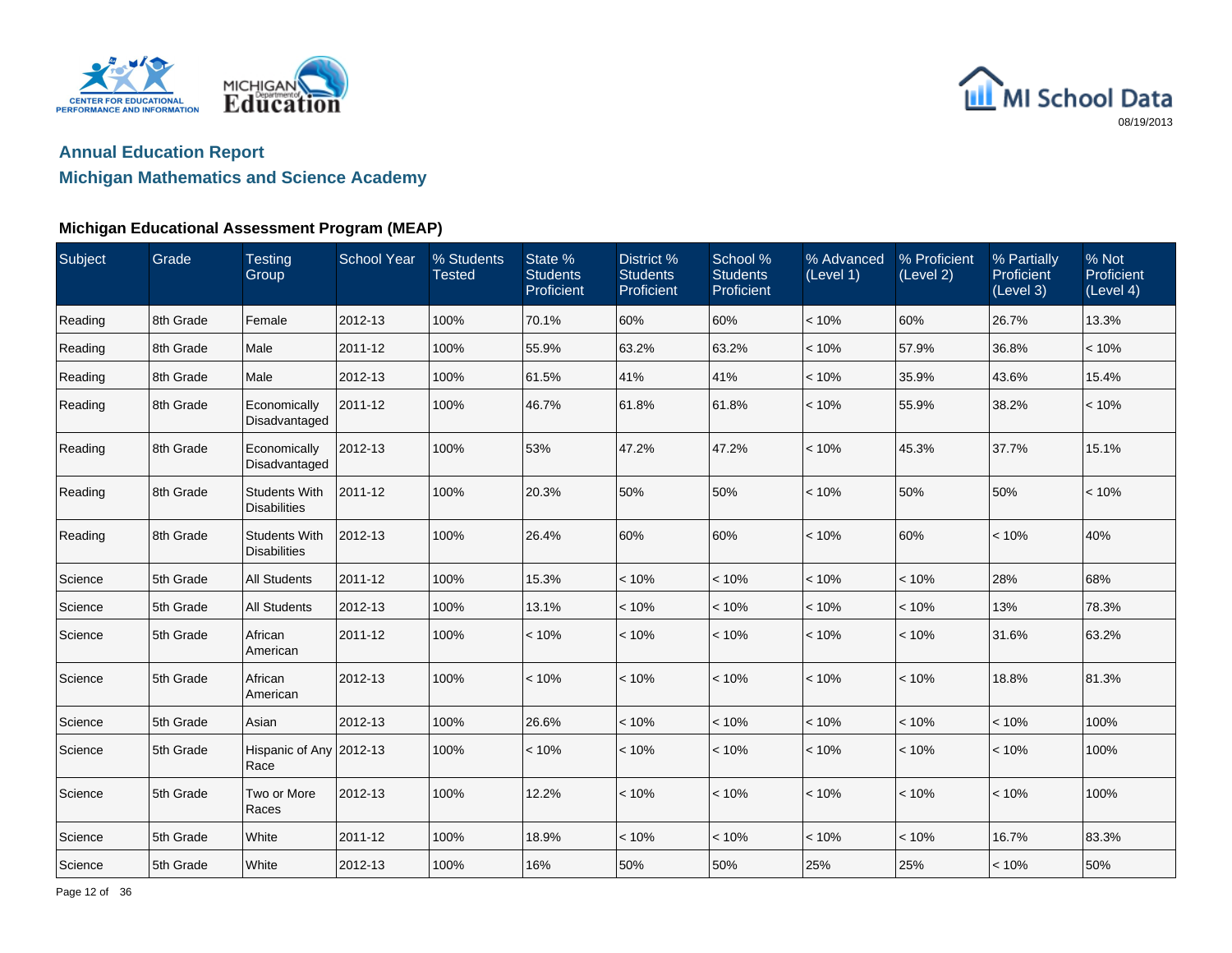## Annual Education Report

## Michigan Mathematics and Science Academy

### Michigan Educational Assessment Program (MEAP)

| Subject | Grade | Testing Group | School Year | % Students Tested | State % Students Proficient | District % Students Proficient | School % Students Proficient | % Advanced (Level 1) | % Proficient (Level 2) | % Partially Proficient (Level 3) | % Not Proficient (Level 4) |
|---|---|---|---|---|---|---|---|---|---|---|---|
| Reading | 8th Grade | Female | 2012-13 | 100% | 70.1% | 60% | 60% | < 10% | 60% | 26.7% | 13.3% |
| Reading | 8th Grade | Male | 2011-12 | 100% | 55.9% | 63.2% | 63.2% | < 10% | 57.9% | 36.8% | < 10% |
| Reading | 8th Grade | Male | 2012-13 | 100% | 61.5% | 41% | 41% | < 10% | 35.9% | 43.6% | 15.4% |
| Reading | 8th Grade | Economically Disadvantaged | 2011-12 | 100% | 46.7% | 61.8% | 61.8% | < 10% | 55.9% | 38.2% | < 10% |
| Reading | 8th Grade | Economically Disadvantaged | 2012-13 | 100% | 53% | 47.2% | 47.2% | < 10% | 45.3% | 37.7% | 15.1% |
| Reading | 8th Grade | Students With Disabilities | 2011-12 | 100% | 20.3% | 50% | 50% | < 10% | 50% | 50% | < 10% |
| Reading | 8th Grade | Students With Disabilities | 2012-13 | 100% | 26.4% | 60% | 60% | < 10% | 60% | < 10% | 40% |
| Science | 5th Grade | All Students | 2011-12 | 100% | 15.3% | < 10% | < 10% | < 10% | < 10% | 28% | 68% |
| Science | 5th Grade | All Students | 2012-13 | 100% | 13.1% | < 10% | < 10% | < 10% | < 10% | 13% | 78.3% |
| Science | 5th Grade | African American | 2011-12 | 100% | < 10% | < 10% | < 10% | < 10% | < 10% | 31.6% | 63.2% |
| Science | 5th Grade | African American | 2012-13 | 100% | < 10% | < 10% | < 10% | < 10% | < 10% | 18.8% | 81.3% |
| Science | 5th Grade | Asian | 2012-13 | 100% | 26.6% | < 10% | < 10% | < 10% | < 10% | < 10% | 100% |
| Science | 5th Grade | Hispanic of Any Race | 2012-13 | 100% | < 10% | < 10% | < 10% | < 10% | < 10% | < 10% | 100% |
| Science | 5th Grade | Two or More Races | 2012-13 | 100% | 12.2% | < 10% | < 10% | < 10% | < 10% | < 10% | 100% |
| Science | 5th Grade | White | 2011-12 | 100% | 18.9% | < 10% | < 10% | < 10% | < 10% | 16.7% | 83.3% |
| Science | 5th Grade | White | 2012-13 | 100% | 16% | 50% | 50% | 25% | 25% | < 10% | 50% |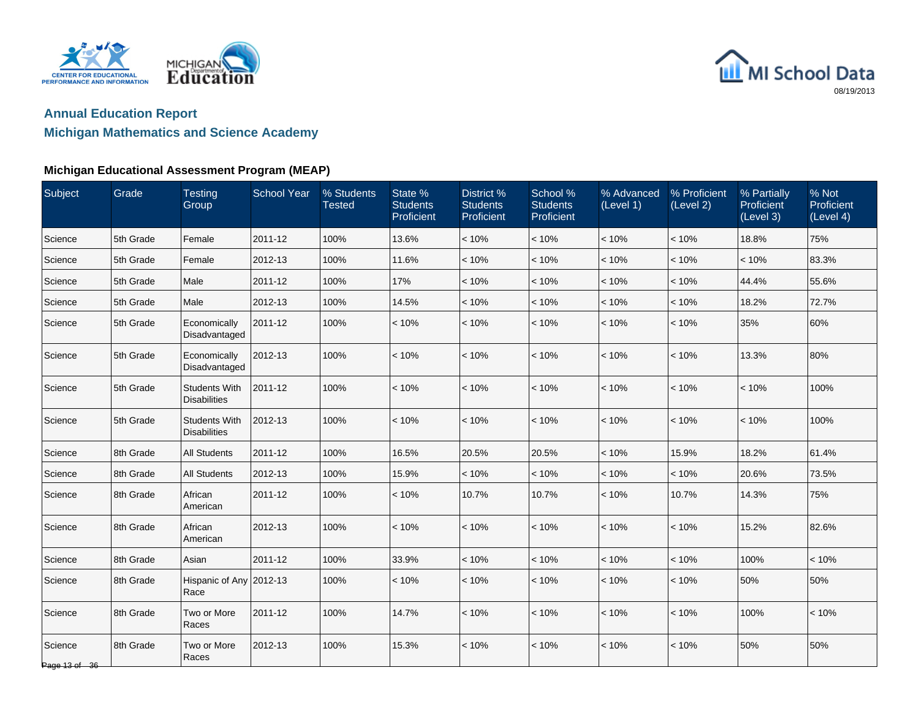## Annual Education Report

## Michigan Mathematics and Science Academy

### Michigan Educational Assessment Program (MEAP)

| Subject | Grade | Testing Group | School Year | % Students Tested | State % Students Proficient | District % Students Proficient | School % Students Proficient | % Advanced (Level 1) | % Proficient (Level 2) | % Partially Proficient (Level 3) | % Not Proficient (Level 4) |
|---|---|---|---|---|---|---|---|---|---|---|---|
| Science | 5th Grade | Female | 2011-12 | 100% | 13.6% | < 10% | < 10% | < 10% | < 10% | 18.8% | 75% |
| Science | 5th Grade | Female | 2012-13 | 100% | 11.6% | < 10% | < 10% | < 10% | < 10% | < 10% | 83.3% |
| Science | 5th Grade | Male | 2011-12 | 100% | 17% | < 10% | < 10% | < 10% | < 10% | 44.4% | 55.6% |
| Science | 5th Grade | Male | 2012-13 | 100% | 14.5% | < 10% | < 10% | < 10% | < 10% | 18.2% | 72.7% |
| Science | 5th Grade | Economically Disadvantaged | 2011-12 | 100% | < 10% | < 10% | < 10% | < 10% | < 10% | 35% | 60% |
| Science | 5th Grade | Economically Disadvantaged | 2012-13 | 100% | < 10% | < 10% | < 10% | < 10% | < 10% | 13.3% | 80% |
| Science | 5th Grade | Students With Disabilities | 2011-12 | 100% | < 10% | < 10% | < 10% | < 10% | < 10% | < 10% | 100% |
| Science | 5th Grade | Students With Disabilities | 2012-13 | 100% | < 10% | < 10% | < 10% | < 10% | < 10% | < 10% | 100% |
| Science | 8th Grade | All Students | 2011-12 | 100% | 16.5% | 20.5% | 20.5% | < 10% | 15.9% | 18.2% | 61.4% |
| Science | 8th Grade | All Students | 2012-13 | 100% | 15.9% | < 10% | < 10% | < 10% | < 10% | 20.6% | 73.5% |
| Science | 8th Grade | African American | 2011-12 | 100% | < 10% | 10.7% | 10.7% | < 10% | 10.7% | 14.3% | 75% |
| Science | 8th Grade | African American | 2012-13 | 100% | < 10% | < 10% | < 10% | < 10% | < 10% | 15.2% | 82.6% |
| Science | 8th Grade | Asian | 2011-12 | 100% | 33.9% | < 10% | < 10% | < 10% | < 10% | 100% | < 10% |
| Science | 8th Grade | Hispanic of Any Race | 2012-13 | 100% | < 10% | < 10% | < 10% | < 10% | < 10% | 50% | 50% |
| Science | 8th Grade | Two or More Races | 2011-12 | 100% | 14.7% | < 10% | < 10% | < 10% | < 10% | 100% | < 10% |
| Science | 8th Grade | Two or More Races | 2012-13 | 100% | 15.3% | < 10% | < 10% | < 10% | < 10% | 50% | 50% |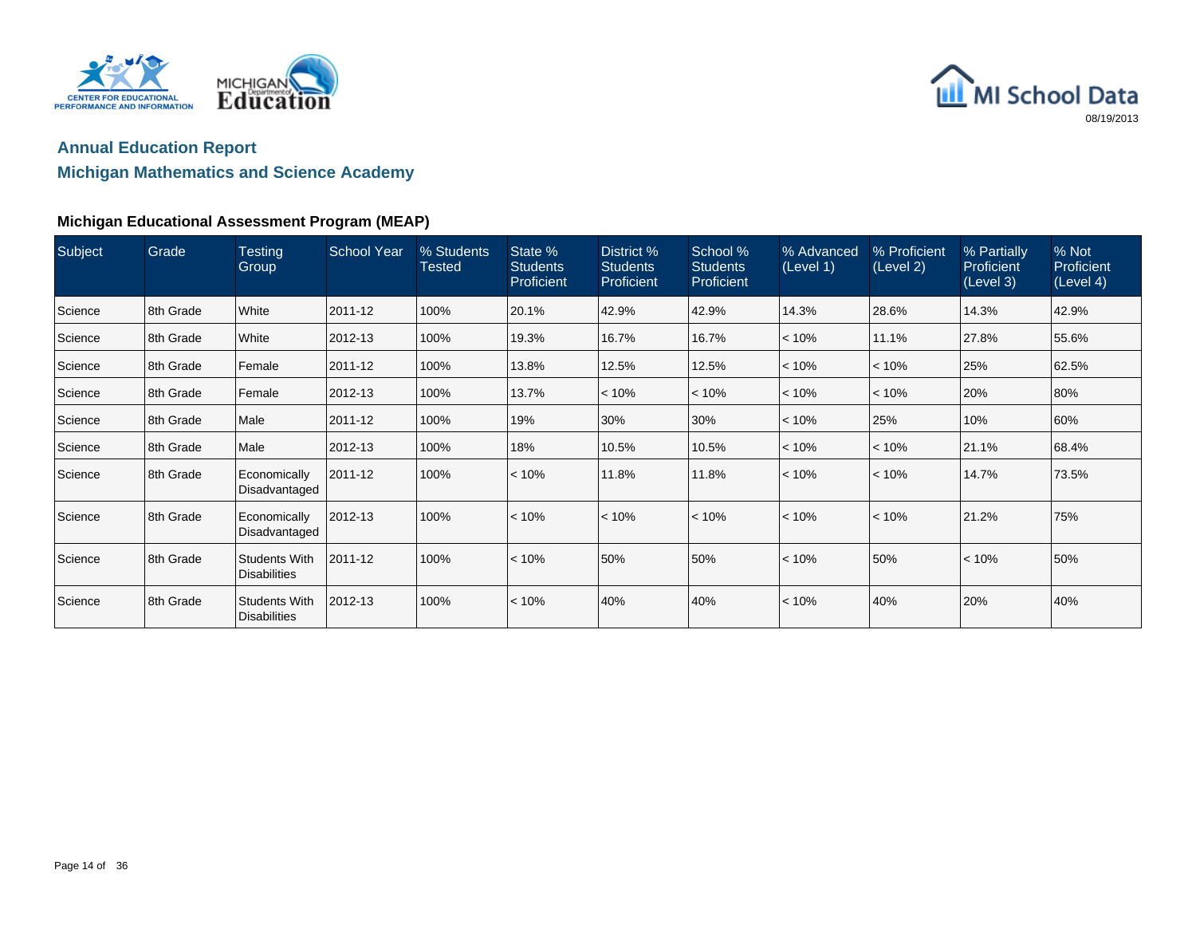## Annual Education Report

## Michigan Mathematics and Science Academy

### Michigan Educational Assessment Program (MEAP)

| Subject | Grade | Testing Group | School Year | % Students Tested | State % Students Proficient | District % Students Proficient | School % Students Proficient | % Advanced (Level 1) | % Proficient (Level 2) | % Partially Proficient (Level 3) | % Not Proficient (Level 4) |
|---|---|---|---|---|---|---|---|---|---|---|---|
| Science | 8th Grade | White | 2011-12 | 100% | 20.1% | 42.9% | 42.9% | 14.3% | 28.6% | 14.3% | 42.9% |
| Science | 8th Grade | White | 2012-13 | 100% | 19.3% | 16.7% | 16.7% | < 10% | 11.1% | 27.8% | 55.6% |
| Science | 8th Grade | Female | 2011-12 | 100% | 13.8% | 12.5% | 12.5% | < 10% | < 10% | 25% | 62.5% |
| Science | 8th Grade | Female | 2012-13 | 100% | 13.7% | < 10% | < 10% | < 10% | < 10% | 20% | 80% |
| Science | 8th Grade | Male | 2011-12 | 100% | 19% | 30% | 30% | < 10% | 25% | 10% | 60% |
| Science | 8th Grade | Male | 2012-13 | 100% | 18% | 10.5% | 10.5% | < 10% | < 10% | 21.1% | 68.4% |
| Science | 8th Grade | Economically Disadvantaged | 2011-12 | 100% | < 10% | 11.8% | 11.8% | < 10% | < 10% | 14.7% | 73.5% |
| Science | 8th Grade | Economically Disadvantaged | 2012-13 | 100% | < 10% | < 10% | < 10% | < 10% | < 10% | 21.2% | 75% |
| Science | 8th Grade | Students With Disabilities | 2011-12 | 100% | < 10% | 50% | 50% | < 10% | 50% | < 10% | 50% |
| Science | 8th Grade | Students With Disabilities | 2012-13 | 100% | < 10% | 40% | 40% | < 10% | 40% | 20% | 40% |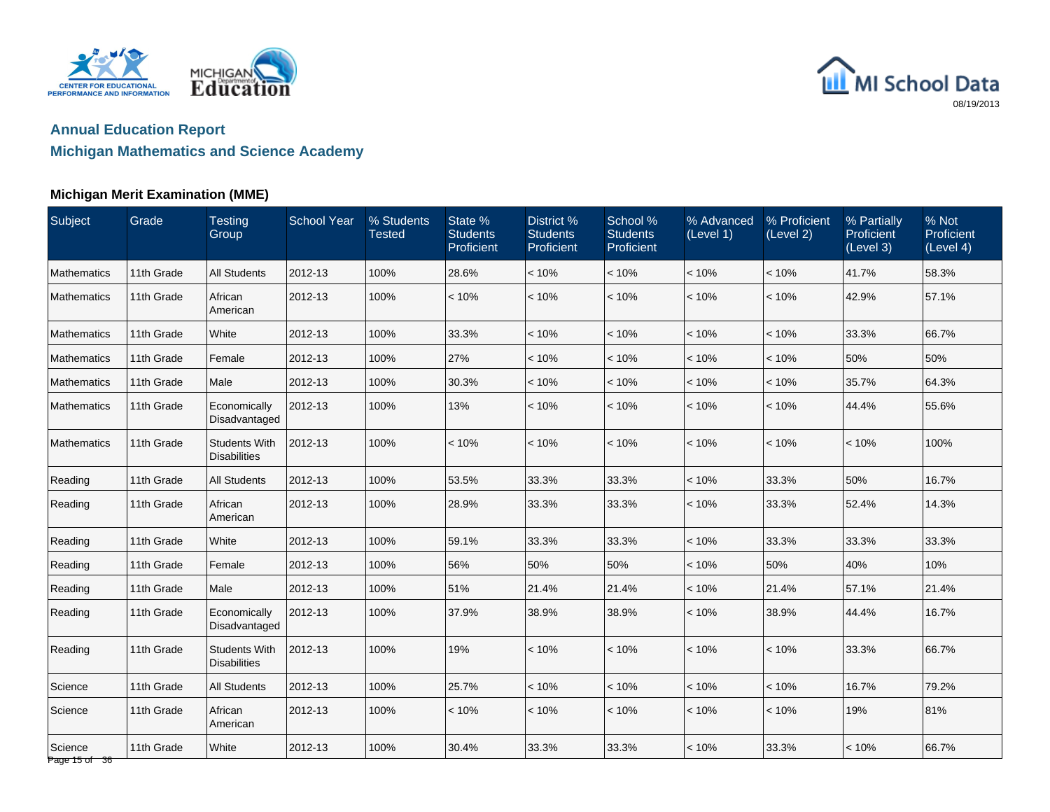## Annual Education Report

## Michigan Mathematics and Science Academy

### Michigan Merit Examination (MME)

| Subject | Grade | Testing Group | School Year | % Students Tested | State % Students Proficient | District % Students Proficient | School % Students Proficient | % Advanced (Level 1) | % Proficient (Level 2) | % Partially Proficient (Level 3) | % Not Proficient (Level 4) |
|---|---|---|---|---|---|---|---|---|---|---|---|
| Mathematics | 11th Grade | All Students | 2012-13 | 100% | 28.6% | < 10% | < 10% | < 10% | < 10% | 41.7% | 58.3% |
| Mathematics | 11th Grade | African American | 2012-13 | 100% | < 10% | < 10% | < 10% | < 10% | < 10% | 42.9% | 57.1% |
| Mathematics | 11th Grade | White | 2012-13 | 100% | 33.3% | < 10% | < 10% | < 10% | < 10% | 33.3% | 66.7% |
| Mathematics | 11th Grade | Female | 2012-13 | 100% | 27% | < 10% | < 10% | < 10% | < 10% | 50% | 50% |
| Mathematics | 11th Grade | Male | 2012-13 | 100% | 30.3% | < 10% | < 10% | < 10% | < 10% | 35.7% | 64.3% |
| Mathematics | 11th Grade | Economically Disadvantaged | 2012-13 | 100% | 13% | < 10% | < 10% | < 10% | < 10% | 44.4% | 55.6% |
| Mathematics | 11th Grade | Students With Disabilities | 2012-13 | 100% | < 10% | < 10% | < 10% | < 10% | < 10% | < 10% | 100% |
| Reading | 11th Grade | All Students | 2012-13 | 100% | 53.5% | 33.3% | 33.3% | < 10% | 33.3% | 50% | 16.7% |
| Reading | 11th Grade | African American | 2012-13 | 100% | 28.9% | 33.3% | 33.3% | < 10% | 33.3% | 52.4% | 14.3% |
| Reading | 11th Grade | White | 2012-13 | 100% | 59.1% | 33.3% | 33.3% | < 10% | 33.3% | 33.3% | 33.3% |
| Reading | 11th Grade | Female | 2012-13 | 100% | 56% | 50% | 50% | < 10% | 50% | 40% | 10% |
| Reading | 11th Grade | Male | 2012-13 | 100% | 51% | 21.4% | 21.4% | < 10% | 21.4% | 57.1% | 21.4% |
| Reading | 11th Grade | Economically Disadvantaged | 2012-13 | 100% | 37.9% | 38.9% | 38.9% | < 10% | 38.9% | 44.4% | 16.7% |
| Reading | 11th Grade | Students With Disabilities | 2012-13 | 100% | 19% | < 10% | < 10% | < 10% | < 10% | 33.3% | 66.7% |
| Science | 11th Grade | All Students | 2012-13 | 100% | 25.7% | < 10% | < 10% | < 10% | < 10% | 16.7% | 79.2% |
| Science | 11th Grade | African American | 2012-13 | 100% | < 10% | < 10% | < 10% | < 10% | < 10% | 19% | 81% |
| Science | 11th Grade | White | 2012-13 | 100% | 30.4% | 33.3% | 33.3% | < 10% | 33.3% | < 10% | 66.7% |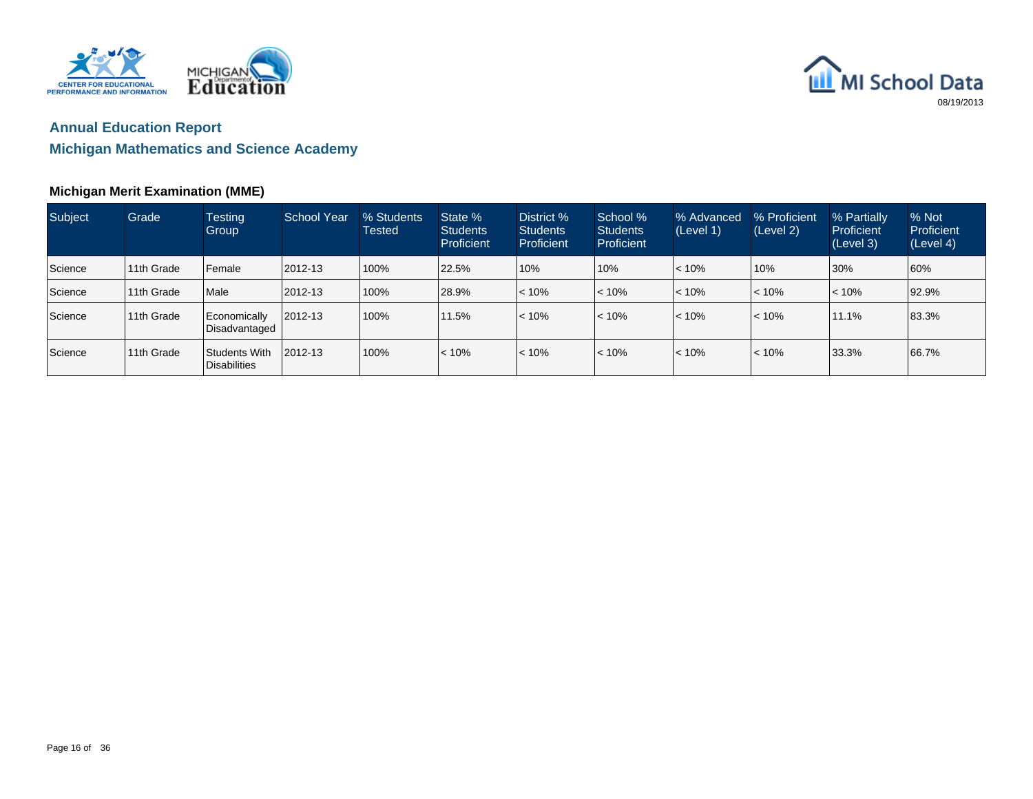## Annual Education Report

## Michigan Mathematics and Science Academy

### Michigan Merit Examination (MME)

| Subject | Grade | Testing Group | School Year | % Students Tested | State % Students Proficient | District % Students Proficient | School % Students Proficient | % Advanced (Level 1) | % Proficient (Level 2) | % Partially Proficient (Level 3) | % Not Proficient (Level 4) |
|---|---|---|---|---|---|---|---|---|---|---|---|
| Science | 11th Grade | Female | 2012-13 | 100% | 22.5% | 10% | 10% | < 10% | 10% | 30% | 60% |
| Science | 11th Grade | Male | 2012-13 | 100% | 28.9% | < 10% | < 10% | < 10% | < 10% | < 10% | 92.9% |
| Science | 11th Grade | Economically Disadvantaged | 2012-13 | 100% | 11.5% | < 10% | < 10% | < 10% | < 10% | 11.1% | 83.3% |
| Science | 11th Grade | Students With Disabilities | 2012-13 | 100% | < 10% | < 10% | < 10% | < 10% | < 10% | 33.3% | 66.7% |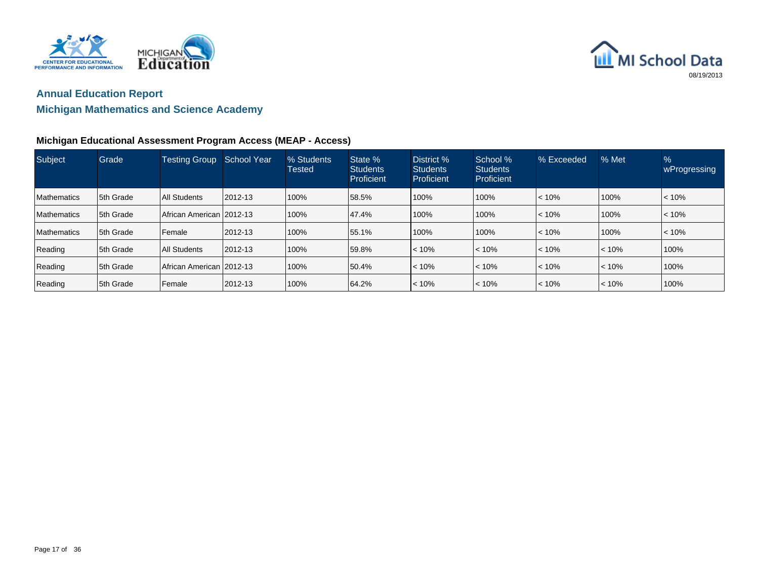## Annual Education Report

## Michigan Mathematics and Science Academy

### Michigan Educational Assessment Program Access (MEAP - Access)

| Subject | Grade | Testing Group | School Year | % Students Tested | State % Students Proficient | District % Students Proficient | School % Students Proficient | % Exceeded | % Met | % wProgressing |
|---|---|---|---|---|---|---|---|---|---|---|
| Mathematics | 5th Grade | All Students | 2012-13 | 100% | 58.5% | 100% | 100% | < 10% | 100% | < 10% |
| Mathematics | 5th Grade | African American | 2012-13 | 100% | 47.4% | 100% | 100% | < 10% | 100% | < 10% |
| Mathematics | 5th Grade | Female | 2012-13 | 100% | 55.1% | 100% | 100% | < 10% | 100% | < 10% |
| Reading | 5th Grade | All Students | 2012-13 | 100% | 59.8% | < 10% | < 10% | < 10% | < 10% | 100% |
| Reading | 5th Grade | African American | 2012-13 | 100% | 50.4% | < 10% | < 10% | < 10% | < 10% | 100% |
| Reading | 5th Grade | Female | 2012-13 | 100% | 64.2% | < 10% | < 10% | < 10% | < 10% | 100% |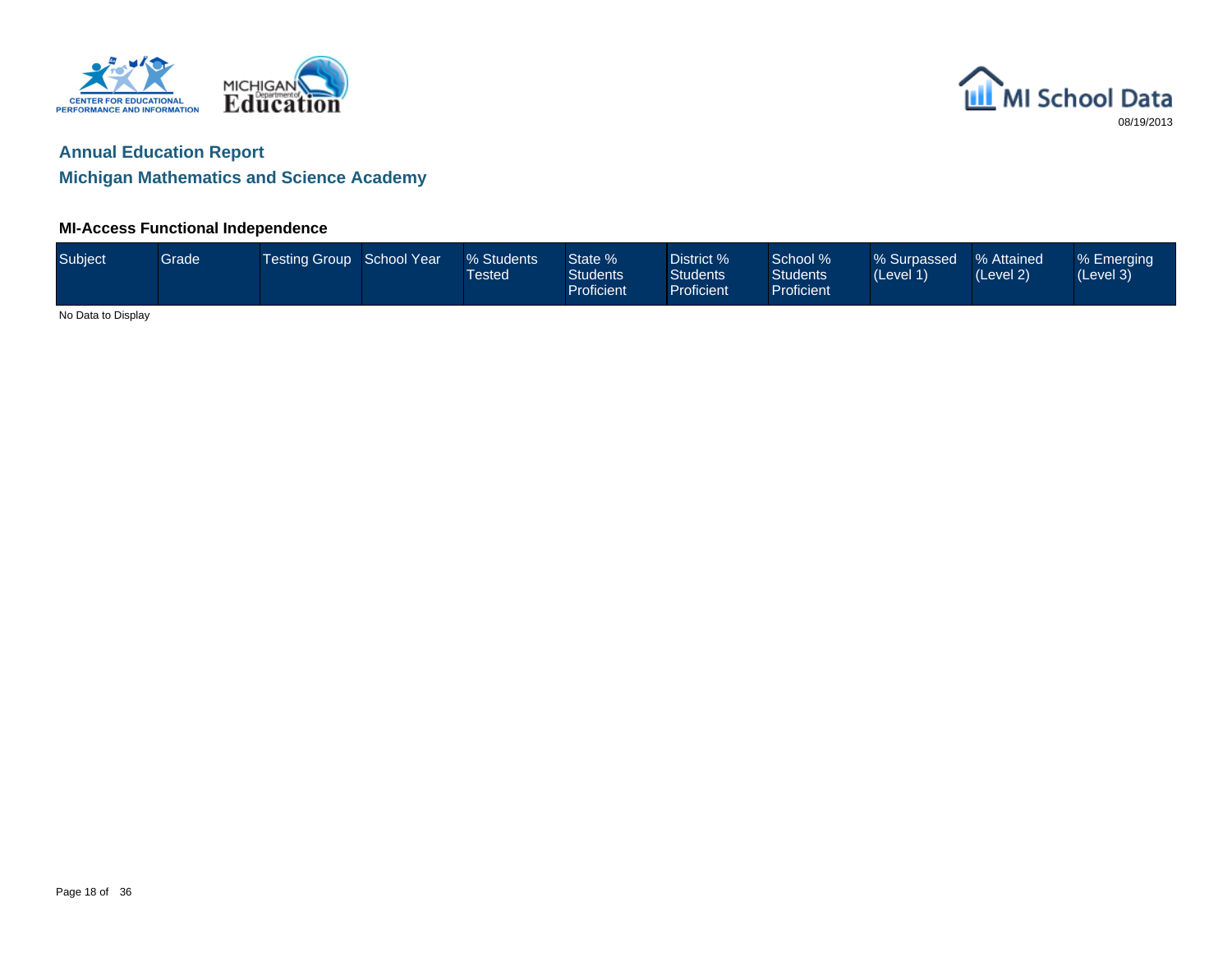## Annual Education Report

## Michigan Mathematics and Science Academy

### MI-Access Functional Independence

| Subject | Grade | Testing Group | School Year | % Students Tested | State % Students Proficient | District % Students Proficient | School % Students Proficient | % Surpassed (Level 1) | % Attained (Level 2) | % Emerging (Level 3) |
| --- | --- | --- | --- | --- | --- | --- | --- | --- | --- | --- |

No Data to Display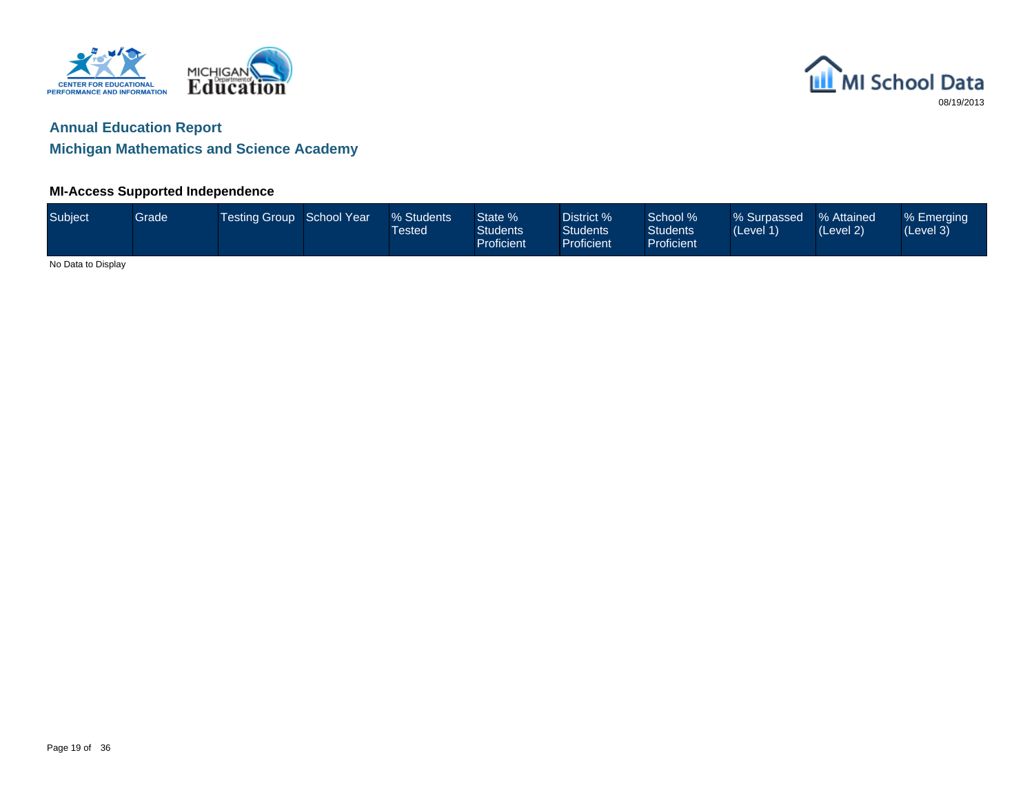## Annual Education Report

## Michigan Mathematics and Science Academy

### MI-Access Supported Independence

| Subject | Grade | Testing Group | School Year | % Students Tested | State % Students Proficient | District % Students Proficient | School % Students Proficient | % Surpassed (Level 1) | % Attained (Level 2) | % Emerging (Level 3) |
|---|---|---|---|---|---|---|---|---|---|---|

No Data to Display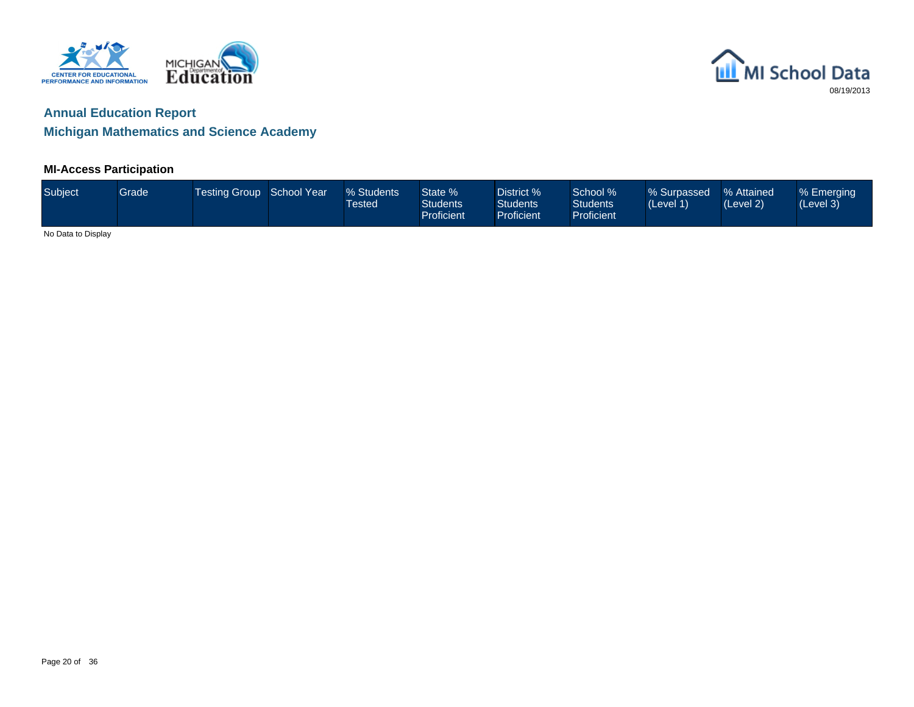## Annual Education Report

## Michigan Mathematics and Science Academy

### MI-Access Participation

| Subject | Grade | Testing Group | School Year | % Students Tested | State % Students Proficient | District % Students Proficient | School % Students Proficient | % Surpassed (Level 1) | % Attained (Level 2) | % Emerging (Level 3) |
|---|---|---|---|---|---|---|---|---|---|---|

No Data to Display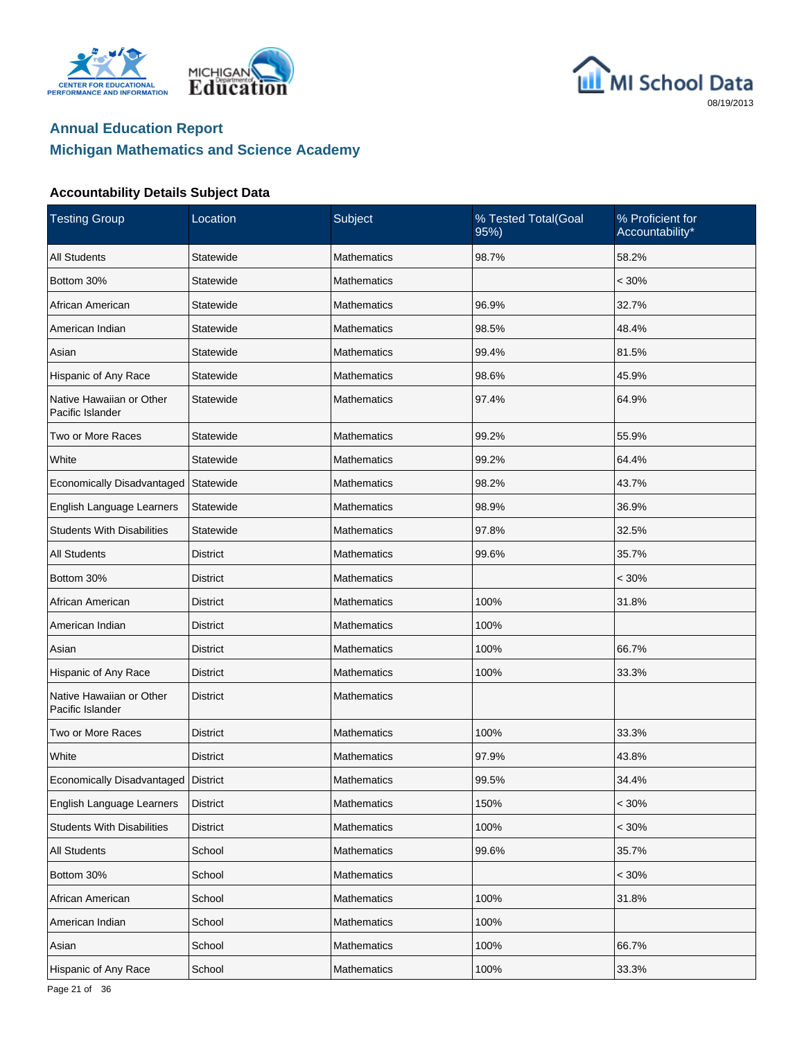# Annual Education Report

## Michigan Mathematics and Science Academy

### Accountability Details Subject Data

| Testing Group | Location | Subject | % Tested Total(Goal 95%) | % Proficient for Accountability* |
|---|---|---|---|---|
| All Students | Statewide | Mathematics | 98.7% | 58.2% |
| Bottom 30% | Statewide | Mathematics | | < 30% |
| African American | Statewide | Mathematics | 96.9% | 32.7% |
| American Indian | Statewide | Mathematics | 98.5% | 48.4% |
| Asian | Statewide | Mathematics | 99.4% | 81.5% |
| Hispanic of Any Race | Statewide | Mathematics | 98.6% | 45.9% |
| Native Hawaiian or Other Pacific Islander | Statewide | Mathematics | 97.4% | 64.9% |
| Two or More Races | Statewide | Mathematics | 99.2% | 55.9% |
| White | Statewide | Mathematics | 99.2% | 64.4% |
| Economically Disadvantaged | Statewide | Mathematics | 98.2% | 43.7% |
| English Language Learners | Statewide | Mathematics | 98.9% | 36.9% |
| Students With Disabilities | Statewide | Mathematics | 97.8% | 32.5% |
| All Students | District | Mathematics | 99.6% | 35.7% |
| Bottom 30% | District | Mathematics | | < 30% |
| African American | District | Mathematics | 100% | 31.8% |
| American Indian | District | Mathematics | 100% | |
| Asian | District | Mathematics | 100% | 66.7% |
| Hispanic of Any Race | District | Mathematics | 100% | 33.3% |
| Native Hawaiian or Other Pacific Islander | District | Mathematics | | |
| Two or More Races | District | Mathematics | 100% | 33.3% |
| White | District | Mathematics | 97.9% | 43.8% |
| Economically Disadvantaged | District | Mathematics | 99.5% | 34.4% |
| English Language Learners | District | Mathematics | 150% | < 30% |
| Students With Disabilities | District | Mathematics | 100% | < 30% |
| All Students | School | Mathematics | 99.6% | 35.7% |
| Bottom 30% | School | Mathematics | | < 30% |
| African American | School | Mathematics | 100% | 31.8% |
| American Indian | School | Mathematics | 100% | |
| Asian | School | Mathematics | 100% | 66.7% |
| Hispanic of Any Race | School | Mathematics | 100% | 33.3% |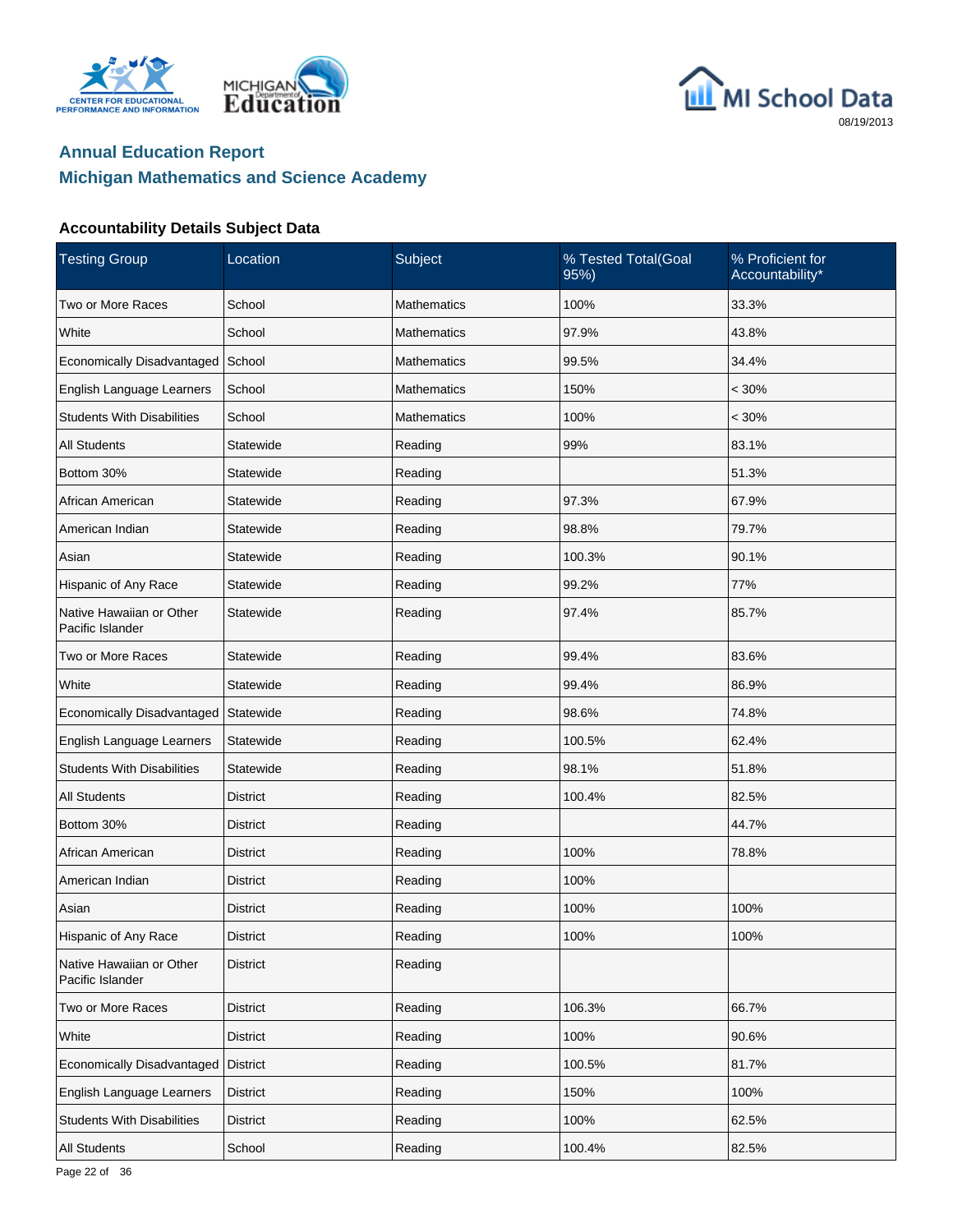## Annual Education Report

## Michigan Mathematics and Science Academy

### Accountability Details Subject Data

| Testing Group | Location | Subject | % Tested Total(Goal 95%) | % Proficient for Accountability* |
|---|---|---|---|---|
| Two or More Races | School | Mathematics | 100% | 33.3% |
| White | School | Mathematics | 97.9% | 43.8% |
| Economically Disadvantaged | School | Mathematics | 99.5% | 34.4% |
| English Language Learners | School | Mathematics | 150% | < 30% |
| Students With Disabilities | School | Mathematics | 100% | < 30% |
| All Students | Statewide | Reading | 99% | 83.1% |
| Bottom 30% | Statewide | Reading | | 51.3% |
| African American | Statewide | Reading | 97.3% | 67.9% |
| American Indian | Statewide | Reading | 98.8% | 79.7% |
| Asian | Statewide | Reading | 100.3% | 90.1% |
| Hispanic of Any Race | Statewide | Reading | 99.2% | 77% |
| Native Hawaiian or Other Pacific Islander | Statewide | Reading | 97.4% | 85.7% |
| Two or More Races | Statewide | Reading | 99.4% | 83.6% |
| White | Statewide | Reading | 99.4% | 86.9% |
| Economically Disadvantaged | Statewide | Reading | 98.6% | 74.8% |
| English Language Learners | Statewide | Reading | 100.5% | 62.4% |
| Students With Disabilities | Statewide | Reading | 98.1% | 51.8% |
| All Students | District | Reading | 100.4% | 82.5% |
| Bottom 30% | District | Reading | | 44.7% |
| African American | District | Reading | 100% | 78.8% |
| American Indian | District | Reading | 100% | |
| Asian | District | Reading | 100% | 100% |
| Hispanic of Any Race | District | Reading | 100% | 100% |
| Native Hawaiian or Other Pacific Islander | District | Reading | | |
| Two or More Races | District | Reading | 106.3% | 66.7% |
| White | District | Reading | 100% | 90.6% |
| Economically Disadvantaged | District | Reading | 100.5% | 81.7% |
| English Language Learners | District | Reading | 150% | 100% |
| Students With Disabilities | District | Reading | 100% | 62.5% |
| All Students | School | Reading | 100.4% | 82.5% |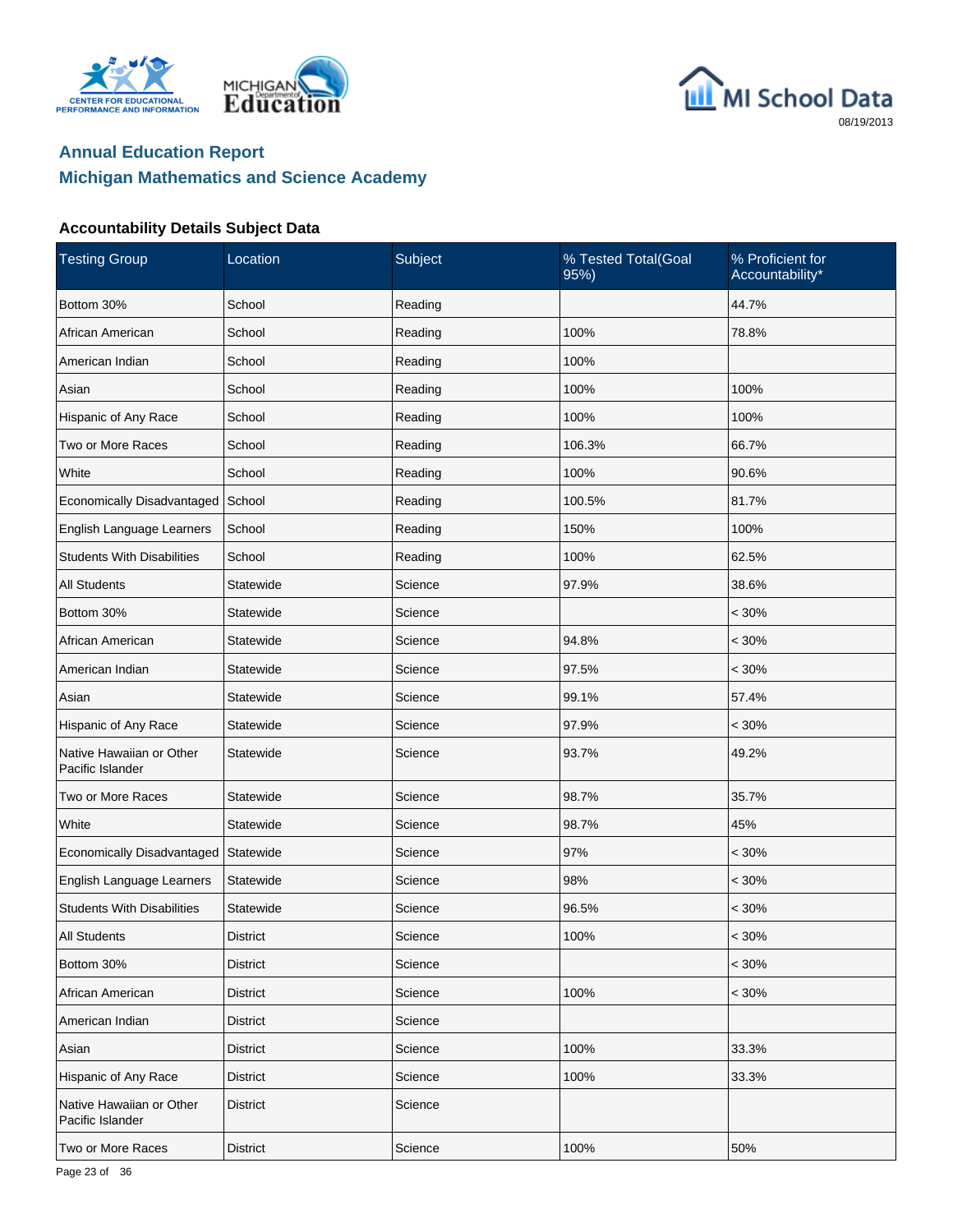## Annual Education Report

## Michigan Mathematics and Science Academy

### Accountability Details Subject Data

| Testing Group | Location | Subject | % Tested Total(Goal 95%) | % Proficient for Accountability* |
|---|---|---|---|---|
| Bottom 30% | School | Reading | | 44.7% |
| African American | School | Reading | 100% | 78.8% |
| American Indian | School | Reading | 100% | |
| Asian | School | Reading | 100% | 100% |
| Hispanic of Any Race | School | Reading | 100% | 100% |
| Two or More Races | School | Reading | 106.3% | 66.7% |
| White | School | Reading | 100% | 90.6% |
| Economically Disadvantaged | School | Reading | 100.5% | 81.7% |
| English Language Learners | School | Reading | 150% | 100% |
| Students With Disabilities | School | Reading | 100% | 62.5% |
| All Students | Statewide | Science | 97.9% | 38.6% |
| Bottom 30% | Statewide | Science | | < 30% |
| African American | Statewide | Science | 94.8% | < 30% |
| American Indian | Statewide | Science | 97.5% | < 30% |
| Asian | Statewide | Science | 99.1% | 57.4% |
| Hispanic of Any Race | Statewide | Science | 97.9% | < 30% |
| Native Hawaiian or Other Pacific Islander | Statewide | Science | 93.7% | 49.2% |
| Two or More Races | Statewide | Science | 98.7% | 35.7% |
| White | Statewide | Science | 98.7% | 45% |
| Economically Disadvantaged | Statewide | Science | 97% | < 30% |
| English Language Learners | Statewide | Science | 98% | < 30% |
| Students With Disabilities | Statewide | Science | 96.5% | < 30% |
| All Students | District | Science | 100% | < 30% |
| Bottom 30% | District | Science | | < 30% |
| African American | District | Science | 100% | < 30% |
| American Indian | District | Science | | |
| Asian | District | Science | 100% | 33.3% |
| Hispanic of Any Race | District | Science | 100% | 33.3% |
| Native Hawaiian or Other Pacific Islander | District | Science | | |
| Two or More Races | District | Science | 100% | 50% |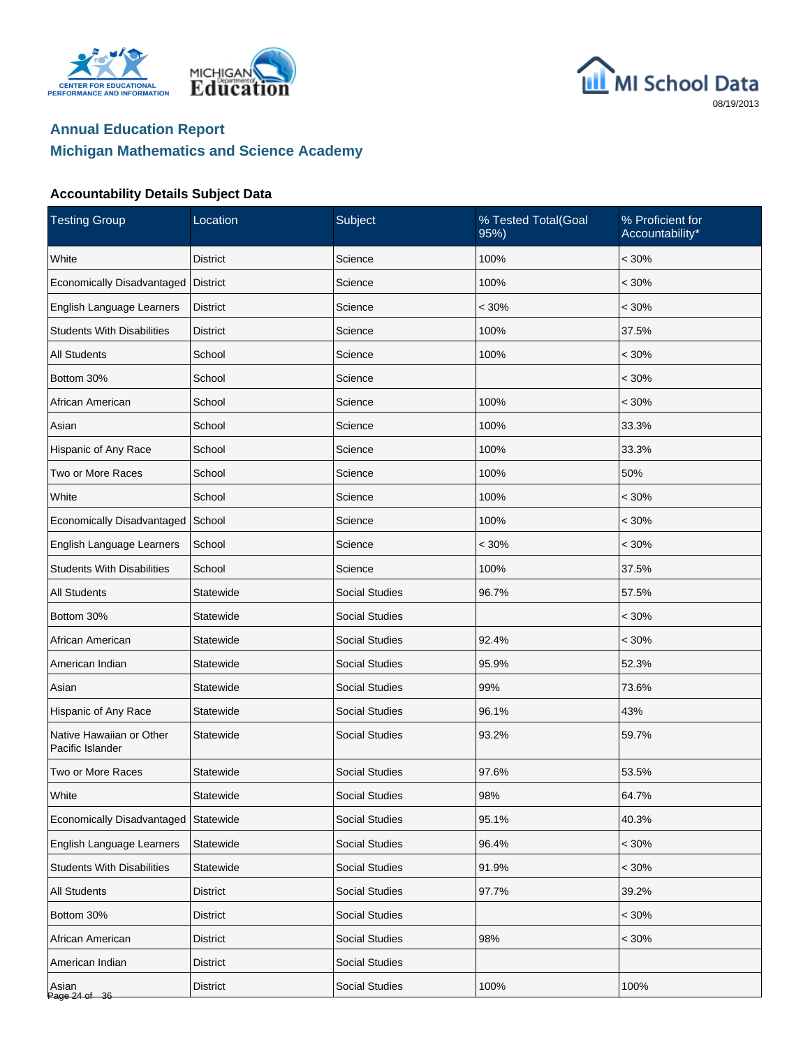## Annual Education Report

## Michigan Mathematics and Science Academy

### Accountability Details Subject Data

| Testing Group | Location | Subject | % Tested Total(Goal 95%) | % Proficient for Accountability* |
|---|---|---|---|---|
| White | District | Science | 100% | < 30% |
| Economically Disadvantaged | District | Science | 100% | < 30% |
| English Language Learners | District | Science | < 30% | < 30% |
| Students With Disabilities | District | Science | 100% | 37.5% |
| All Students | School | Science | 100% | < 30% |
| Bottom 30% | School | Science | | < 30% |
| African American | School | Science | 100% | < 30% |
| Asian | School | Science | 100% | 33.3% |
| Hispanic of Any Race | School | Science | 100% | 33.3% |
| Two or More Races | School | Science | 100% | 50% |
| White | School | Science | 100% | < 30% |
| Economically Disadvantaged | School | Science | 100% | < 30% |
| English Language Learners | School | Science | < 30% | < 30% |
| Students With Disabilities | School | Science | 100% | 37.5% |
| All Students | Statewide | Social Studies | 96.7% | 57.5% |
| Bottom 30% | Statewide | Social Studies | | < 30% |
| African American | Statewide | Social Studies | 92.4% | < 30% |
| American Indian | Statewide | Social Studies | 95.9% | 52.3% |
| Asian | Statewide | Social Studies | 99% | 73.6% |
| Hispanic of Any Race | Statewide | Social Studies | 96.1% | 43% |
| Native Hawaiian or Other Pacific Islander | Statewide | Social Studies | 93.2% | 59.7% |
| Two or More Races | Statewide | Social Studies | 97.6% | 53.5% |
| White | Statewide | Social Studies | 98% | 64.7% |
| Economically Disadvantaged | Statewide | Social Studies | 95.1% | 40.3% |
| English Language Learners | Statewide | Social Studies | 96.4% | < 30% |
| Students With Disabilities | Statewide | Social Studies | 91.9% | < 30% |
| All Students | District | Social Studies | 97.7% | 39.2% |
| Bottom 30% | District | Social Studies | | < 30% |
| African American | District | Social Studies | 98% | < 30% |
| American Indian | District | Social Studies | | |
| Asian | District | Social Studies | 100% | 100% |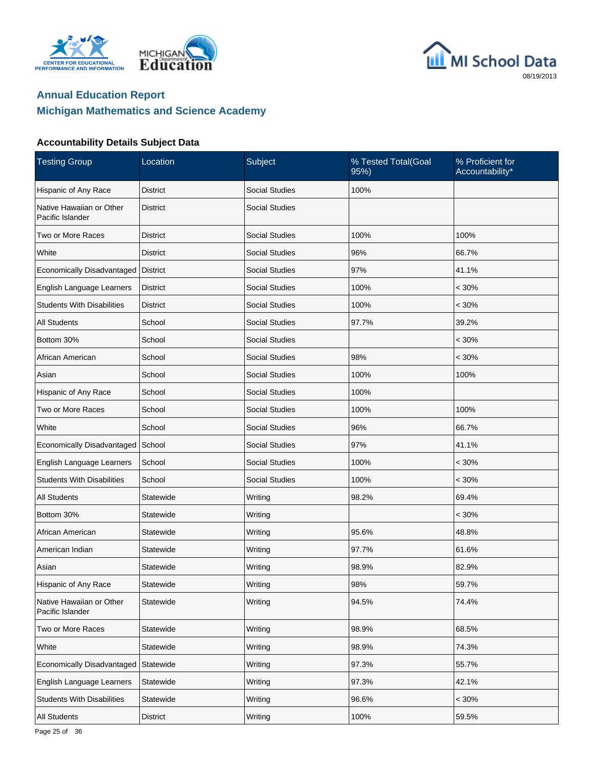## Annual Education Report
## Michigan Mathematics and Science Academy

### Accountability Details Subject Data

| Testing Group | Location | Subject | % Tested Total(Goal 95%) | % Proficient for Accountability* |
|---|---|---|---|---|
| Hispanic of Any Race | District | Social Studies | 100% | |
| Native Hawaiian or Other Pacific Islander | District | Social Studies | | |
| Two or More Races | District | Social Studies | 100% | 100% |
| White | District | Social Studies | 96% | 66.7% |
| Economically Disadvantaged | District | Social Studies | 97% | 41.1% |
| English Language Learners | District | Social Studies | 100% | < 30% |
| Students With Disabilities | District | Social Studies | 100% | < 30% |
| All Students | School | Social Studies | 97.7% | 39.2% |
| Bottom 30% | School | Social Studies | | < 30% |
| African American | School | Social Studies | 98% | < 30% |
| Asian | School | Social Studies | 100% | 100% |
| Hispanic of Any Race | School | Social Studies | 100% | |
| Two or More Races | School | Social Studies | 100% | 100% |
| White | School | Social Studies | 96% | 66.7% |
| Economically Disadvantaged | School | Social Studies | 97% | 41.1% |
| English Language Learners | School | Social Studies | 100% | < 30% |
| Students With Disabilities | School | Social Studies | 100% | < 30% |
| All Students | Statewide | Writing | 98.2% | 69.4% |
| Bottom 30% | Statewide | Writing | | < 30% |
| African American | Statewide | Writing | 95.6% | 48.8% |
| American Indian | Statewide | Writing | 97.7% | 61.6% |
| Asian | Statewide | Writing | 98.9% | 82.9% |
| Hispanic of Any Race | Statewide | Writing | 98% | 59.7% |
| Native Hawaiian or Other Pacific Islander | Statewide | Writing | 94.5% | 74.4% |
| Two or More Races | Statewide | Writing | 98.9% | 68.5% |
| White | Statewide | Writing | 98.9% | 74.3% |
| Economically Disadvantaged | Statewide | Writing | 97.3% | 55.7% |
| English Language Learners | Statewide | Writing | 97.3% | 42.1% |
| Students With Disabilities | Statewide | Writing | 96.6% | < 30% |
| All Students | District | Writing | 100% | 59.5% |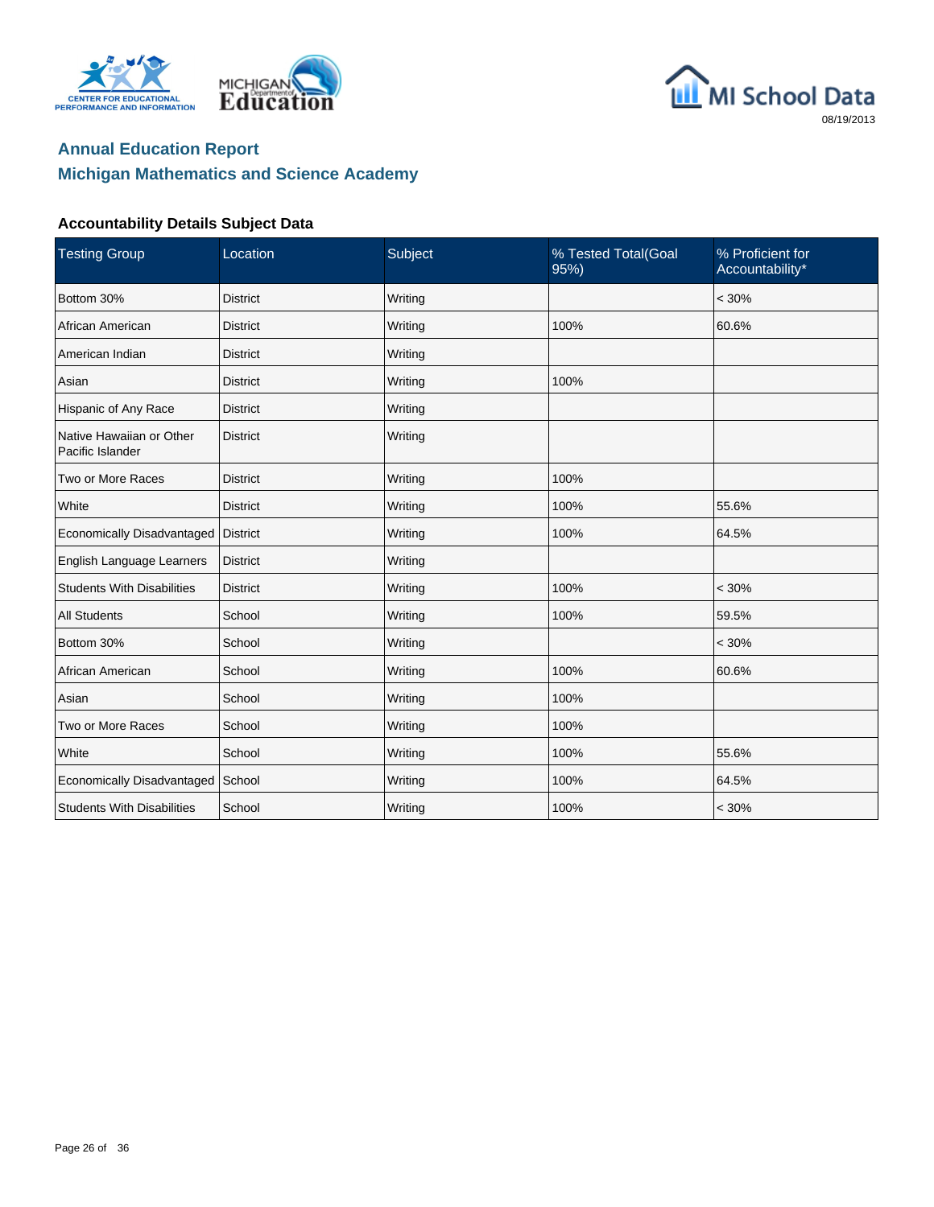## Annual Education Report
## Michigan Mathematics and Science Academy

### Accountability Details Subject Data

| Testing Group | Location | Subject | % Tested Total(Goal 95%) | % Proficient for Accountability* |
|---|---|---|---|---|
| Bottom 30% | District | Writing | | < 30% |
| African American | District | Writing | 100% | 60.6% |
| American Indian | District | Writing | | |
| Asian | District | Writing | 100% | |
| Hispanic of Any Race | District | Writing | | |
| Native Hawaiian or Other Pacific Islander | District | Writing | | |
| Two or More Races | District | Writing | 100% | |
| White | District | Writing | 100% | 55.6% |
| Economically Disadvantaged | District | Writing | 100% | 64.5% |
| English Language Learners | District | Writing | | |
| Students With Disabilities | District | Writing | 100% | < 30% |
| All Students | School | Writing | 100% | 59.5% |
| Bottom 30% | School | Writing | | < 30% |
| African American | School | Writing | 100% | 60.6% |
| Asian | School | Writing | 100% | |
| Two or More Races | School | Writing | 100% | |
| White | School | Writing | 100% | 55.6% |
| Economically Disadvantaged | School | Writing | 100% | 64.5% |
| Students With Disabilities | School | Writing | 100% | < 30% |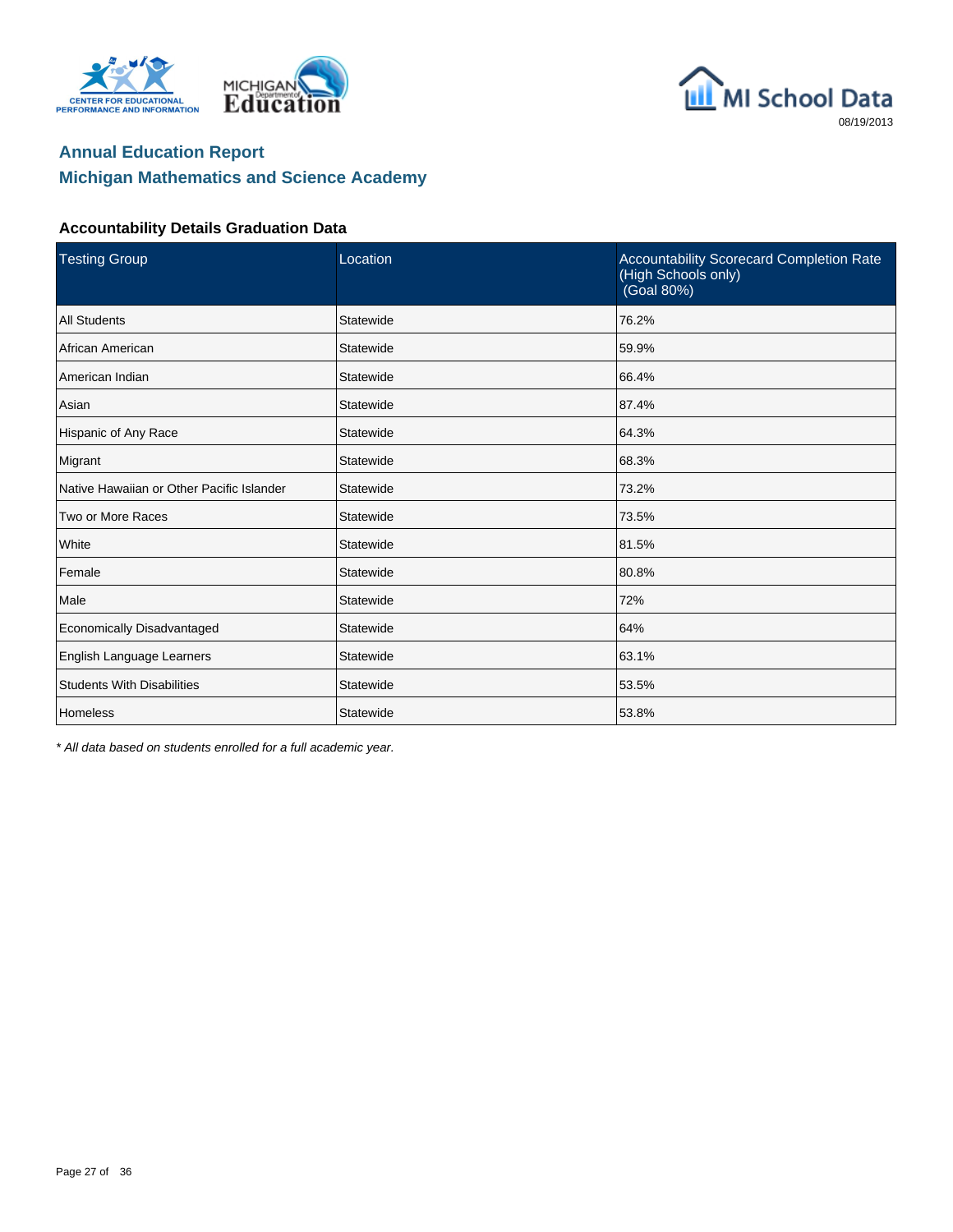MI School Data

08/19/2013

# Annual Education Report

## Michigan Mathematics and Science Academy

### Accountability Details Graduation Data

| Testing Group | Location | Accountability Scorecard Completion Rate (High Schools only) (Goal 80%) |
|---|---|---|
| All Students | Statewide | 76.2% |
| African American | Statewide | 59.9% |
| American Indian | Statewide | 66.4% |
| Asian | Statewide | 87.4% |
| Hispanic of Any Race | Statewide | 64.3% |
| Migrant | Statewide | 68.3% |
| Native Hawaiian or Other Pacific Islander | Statewide | 73.2% |
| Two or More Races | Statewide | 73.5% |
| White | Statewide | 81.5% |
| Female | Statewide | 80.8% |
| Male | Statewide | 72% |
| Economically Disadvantaged | Statewide | 64% |
| English Language Learners | Statewide | 63.1% |
| Students With Disabilities | Statewide | 53.5% |
| Homeless | Statewide | 53.8% |

*\* All data based on students enrolled for a full academic year.*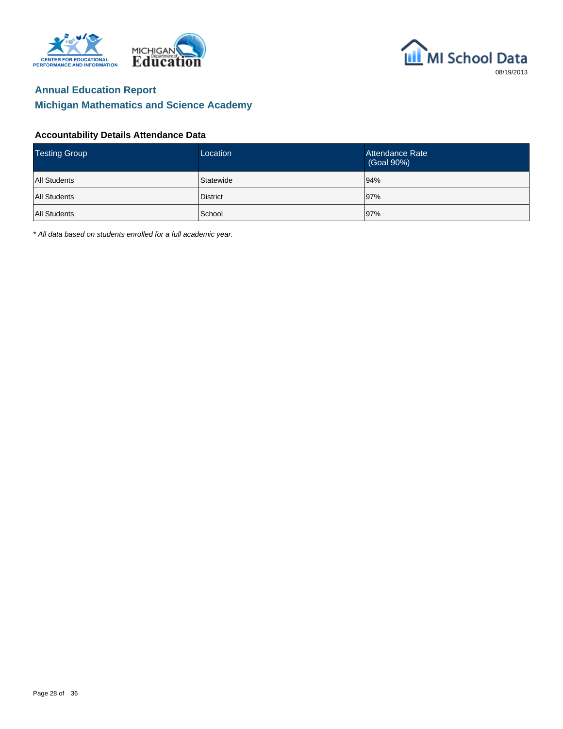## Annual Education Report

## Michigan Mathematics and Science Academy

### Accountability Details Attendance Data

| Testing Group | Location | Attendance Rate (Goal 90%) |
|---|---|---|
| All Students | Statewide | 94% |
| All Students | District | 97% |
| All Students | School | 97% |

*\* All data based on students enrolled for a full academic year.*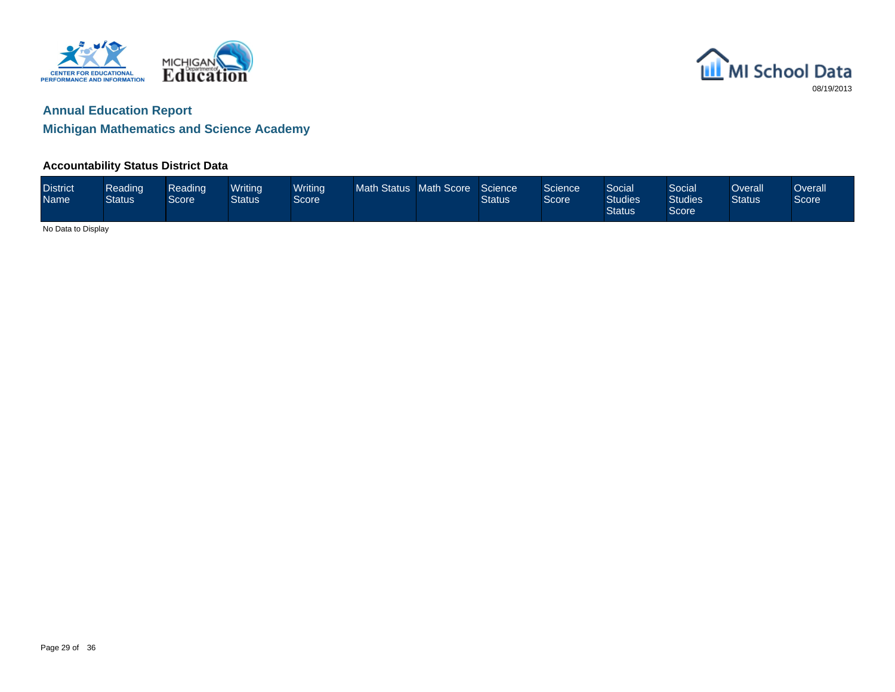## Annual Education Report

## Michigan Mathematics and Science Academy

### Accountability Status District Data

| District Name | Reading Status | Reading Score | Writing Status | Writing Score | Math Status | Math Score | Science Status | Science Score | Social Studies Status | Social Studies Score | Overall Status | Overall Score |
|---|---|---|---|---|---|---|---|---|---|---|---|---|

No Data to Display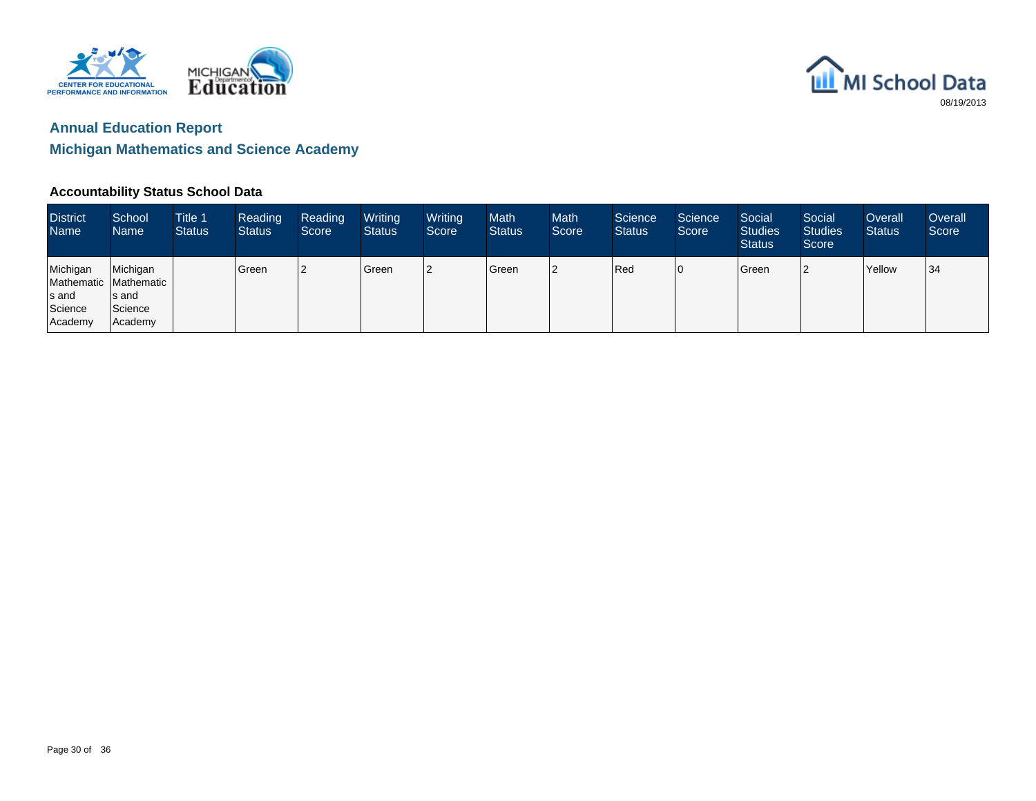## Annual Education Report

## Michigan Mathematics and Science Academy

### Accountability Status School Data

| District Name | School Name | Title 1 Status | Reading Status | Reading Score | Writing Status | Writing Score | Math Status | Math Score | Science Status | Science Score | Social Studies Status | Social Studies Score | Overall Status | Overall Score |
|---|---|---|---|---|---|---|---|---|---|---|---|---|---|---|
| Michigan Mathematics and Science Academy | Michigan Mathematics and Science Academy | | Green | 2 | Green | 2 | Green | 2 | Red | 0 | Green | 2 | Yellow | 34 |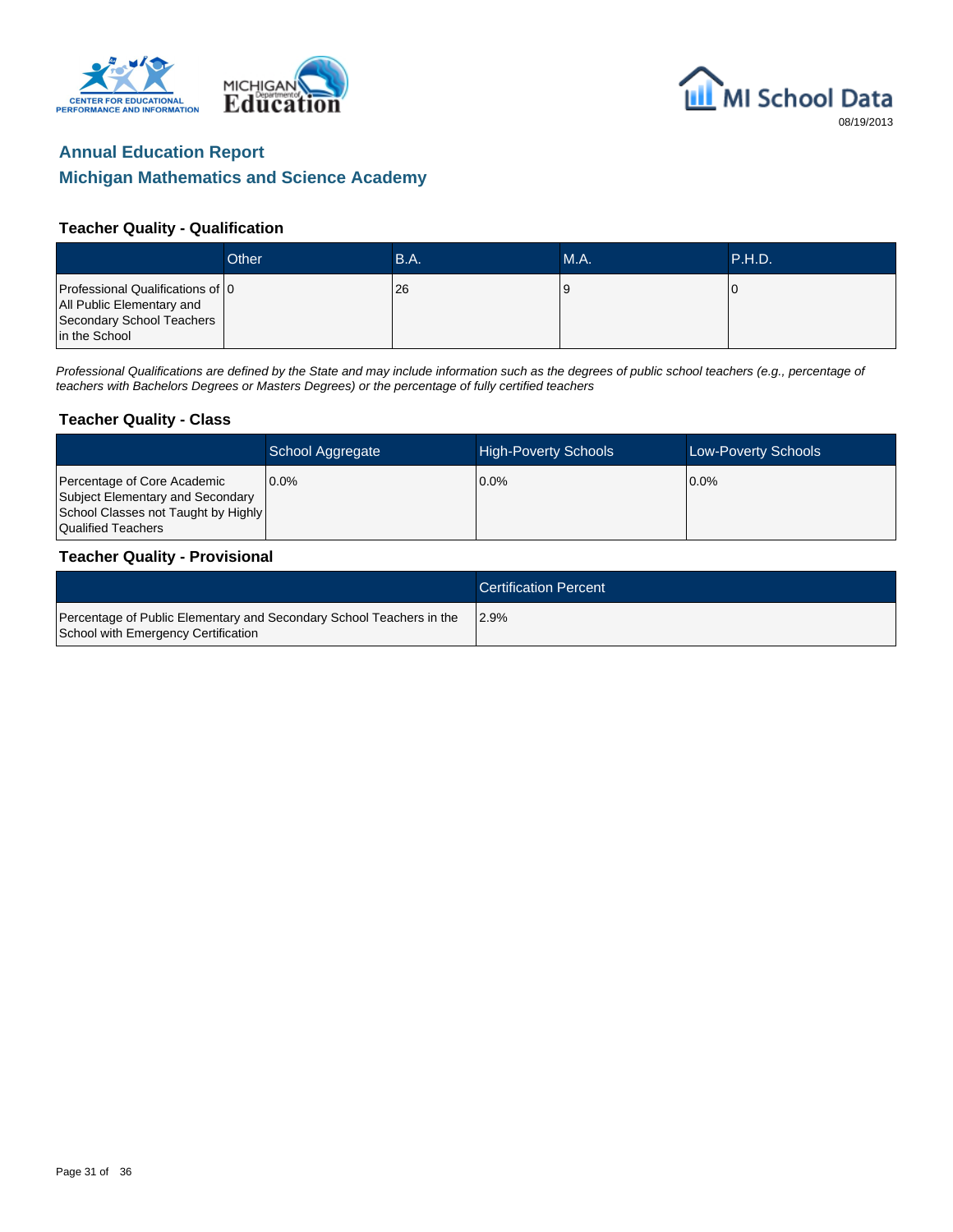# Annual Education Report

## Michigan Mathematics and Science Academy

### Teacher Quality - Qualification

| | Other | B.A. | M.A. | P.H.D. |
|---|---|---|---|---|
| Professional Qualifications of All Public Elementary and Secondary School Teachers in the School | 0 | 26 | 9 | 0 |

*Professional Qualifications are defined by the State and may include information such as the degrees of public school teachers (e.g., percentage of teachers with Bachelors Degrees or Masters Degrees) or the percentage of fully certified teachers*

### Teacher Quality - Class

| | School Aggregate | High-Poverty Schools | Low-Poverty Schools |
|---|---|---|---|
| Percentage of Core Academic Subject Elementary and Secondary School Classes not Taught by Highly Qualified Teachers | 0.0% | 0.0% | 0.0% |

### Teacher Quality - Provisional

| | Certification Percent |
|---|---|
| Percentage of Public Elementary and Secondary School Teachers in the School with Emergency Certification | 2.9% |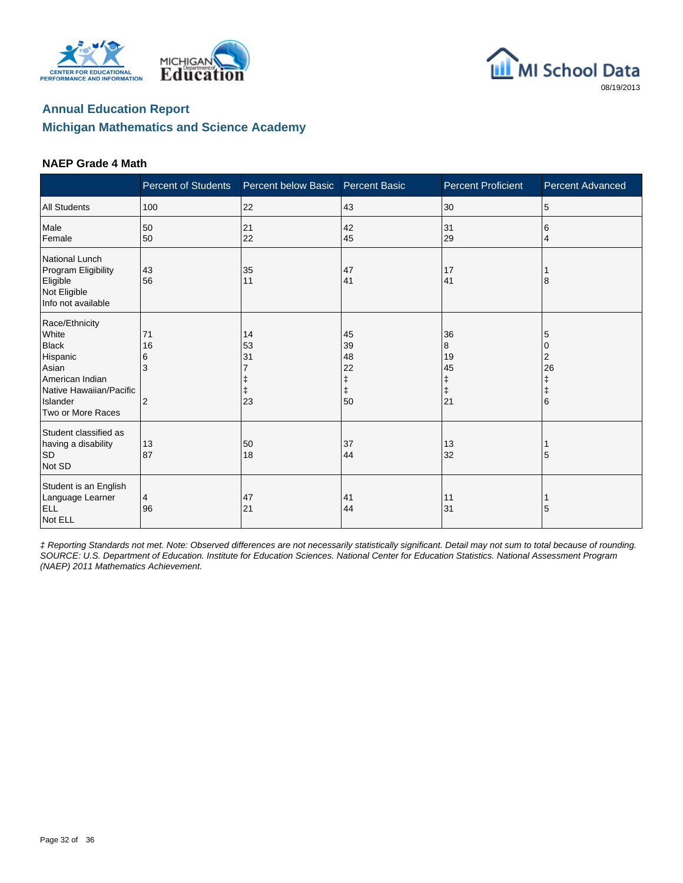## Annual Education Report

## Michigan Mathematics and Science Academy

### NAEP Grade 4 Math

| | Percent of Students | Percent below Basic | Percent Basic | Percent Proficient | Percent Advanced |
|---|---|---|---|---|---|
| All Students | 100 | 22 | 43 | 30 | 5 |
| Male | 50 | 21 | 42 | 31 | 6 |
| Female | 50 | 22 | 45 | 29 | 4 |
| National Lunch Program Eligibility | | | | | |
| Eligible | 43 | 35 | 47 | 17 | 1 |
| Not Eligible | 56 | 11 | 41 | 41 | 8 |
| Info not available | | | | | |
| Race/Ethnicity | | | | | |
| White | 71 | 14 | 45 | 36 | 5 |
| Black | 16 | 53 | 39 | 8 | 0 |
| Hispanic | 6 | 31 | 48 | 19 | 2 |
| Asian | 3 | 7 | 22 | 45 | 26 |
| American Indian | | ‡ | ‡ | ‡ | ‡ |
| Native Hawaiian/Pacific Islander | | ‡ | ‡ | ‡ | ‡ |
| Two or More Races | 2 | 23 | 50 | 21 | 6 |
| Student classified as having a disability | | | | | |
| SD | 13 | 50 | 37 | 13 | 1 |
| Not SD | 87 | 18 | 44 | 32 | 5 |
| Student is an English Language Learner | | | | | |
| ELL | 4 | 47 | 41 | 11 | 1 |
| Not ELL | 96 | 21 | 44 | 31 | 5 |

*‡ Reporting Standards not met. Note: Observed differences are not necessarily statistically significant. Detail may not sum to total because of rounding. SOURCE: U.S. Department of Education. Institute for Education Sciences. National Center for Education Statistics. National Assessment Program (NAEP) 2011 Mathematics Achievement.*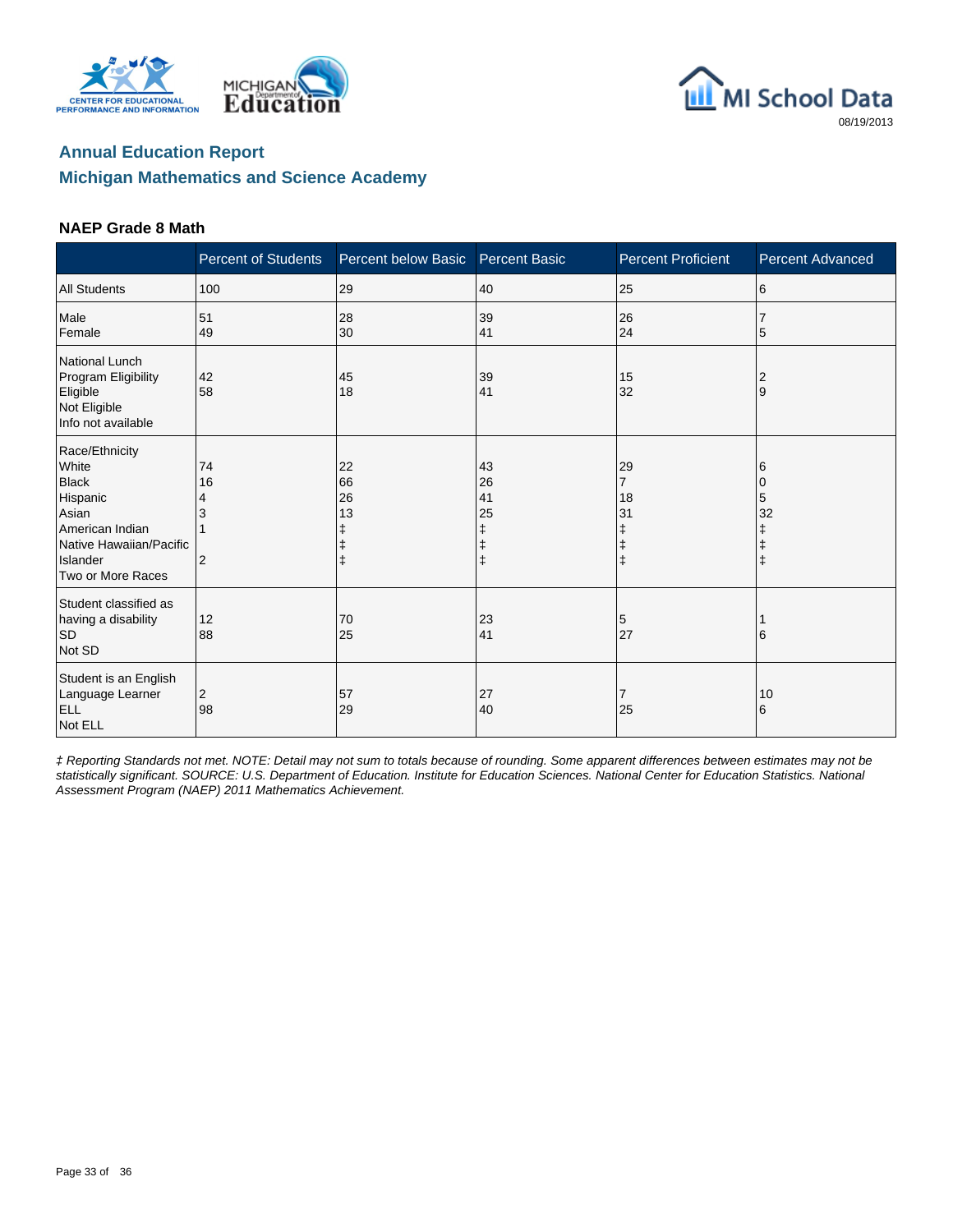## Annual Education Report

## Michigan Mathematics and Science Academy

### NAEP Grade 8 Math

| | Percent of Students | Percent below Basic | Percent Basic | Percent Proficient | Percent Advanced |
|---|---|---|---|---|---|
| All Students | 100 | 29 | 40 | 25 | 6 |
| Male | 51 | 28 | 39 | 26 | 7 |
| Female | 49 | 30 | 41 | 24 | 5 |
| National Lunch Program Eligibility | | | | | |
| Eligible | 42 | 45 | 39 | 15 | 2 |
| Not Eligible | 58 | 18 | 41 | 32 | 9 |
| Info not available | | | | | |
| Race/Ethnicity | | | | | |
| White | 74 | 22 | 43 | 29 | 6 |
| Black | 16 | 66 | 26 | 7 | 0 |
| Hispanic | 4 | 26 | 41 | 18 | 5 |
| Asian | 3 | 13 | 25 | 31 | 32 |
| American Indian | 1 | ‡ | ‡ | ‡ | ‡ |
| Native Hawaiian/Pacific Islander | | ‡ | ‡ | ‡ | ‡ |
| Two or More Races | 2 | ‡ | ‡ | ‡ | ‡ |
| Student classified as having a disability | | | | | |
| SD | 12 | 70 | 23 | 5 | 1 |
| Not SD | 88 | 25 | 41 | 27 | 6 |
| Student is an English Language Learner | | | | | |
| ELL | 2 | 57 | 27 | 7 | 10 |
| Not ELL | 98 | 29 | 40 | 25 | 6 |

*‡ Reporting Standards not met. NOTE: Detail may not sum to totals because of rounding. Some apparent differences between estimates may not be statistically significant. SOURCE: U.S. Department of Education. Institute for Education Sciences. National Center for Education Statistics. National Assessment Program (NAEP) 2011 Mathematics Achievement.*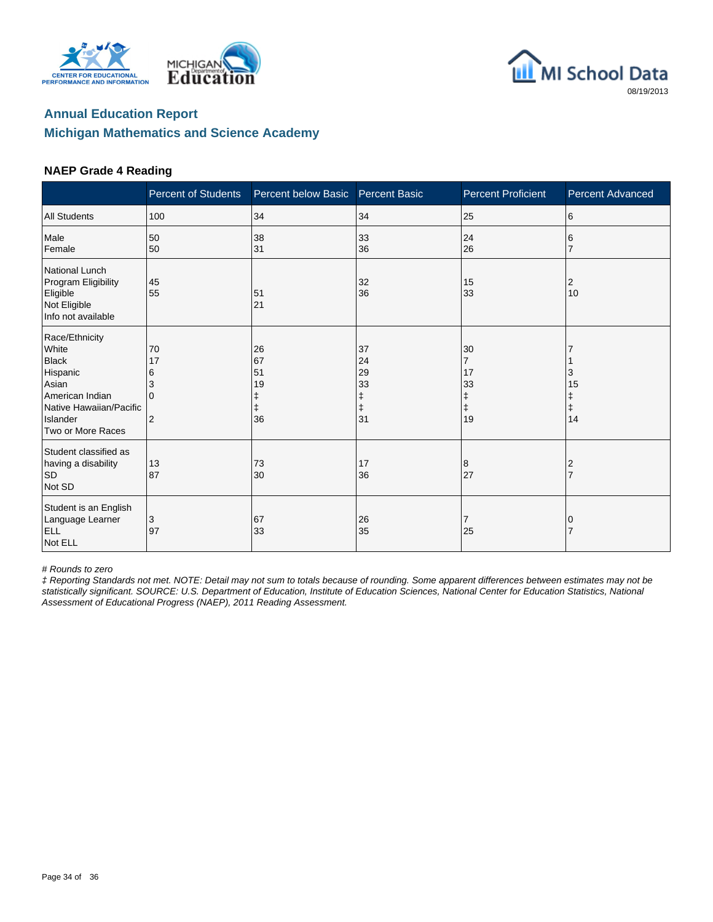## Annual Education Report

## Michigan Mathematics and Science Academy

### NAEP Grade 4 Reading

| | Percent of Students | Percent below Basic | Percent Basic | Percent Proficient | Percent Advanced |
|---|---|---|---|---|---|
| All Students | 100 | 34 | 34 | 25 | 6 |
| **Gender** | | | | | |
| Male | 50 | 38 | 33 | 24 | 6 |
| Female | 50 | 31 | 36 | 26 | 7 |
| **National Lunch Program Eligibility** | | | | | |
| Eligible | 45 | 51 | 32 | 15 | 2 |
| Not Eligible | 55 | 21 | 36 | 33 | 10 |
| Info not available | | | | | |
| **Race/Ethnicity** | | | | | |
| White | 70 | 26 | 37 | 30 | 7 |
| Black | 17 | 67 | 24 | 7 | 1 |
| Hispanic | 6 | 51 | 29 | 17 | 3 |
| Asian | 3 | 19 | 33 | 33 | 15 |
| American Indian | 0 | ‡ | ‡ | ‡ | ‡ |
| Native Hawaiian/Pacific Islander | | ‡ | ‡ | ‡ | ‡ |
| Two or More Races | 2 | 36 | 31 | 19 | 14 |
| **Student classified as having a disability** | | | | | |
| SD | 13 | 73 | 17 | 8 | 2 |
| Not SD | 87 | 30 | 36 | 27 | 7 |
| **Student is an English Language Learner** | | | | | |
| ELL | 3 | 67 | 26 | 7 | 0 |
| Not ELL | 97 | 33 | 35 | 25 | 7 |

*# Rounds to zero*

*‡ Reporting Standards not met. NOTE: Detail may not sum to totals because of rounding. Some apparent differences between estimates may not be statistically significant. SOURCE: U.S. Department of Education, Institute of Education Sciences, National Center for Education Statistics, National Assessment of Educational Progress (NAEP), 2011 Reading Assessment.*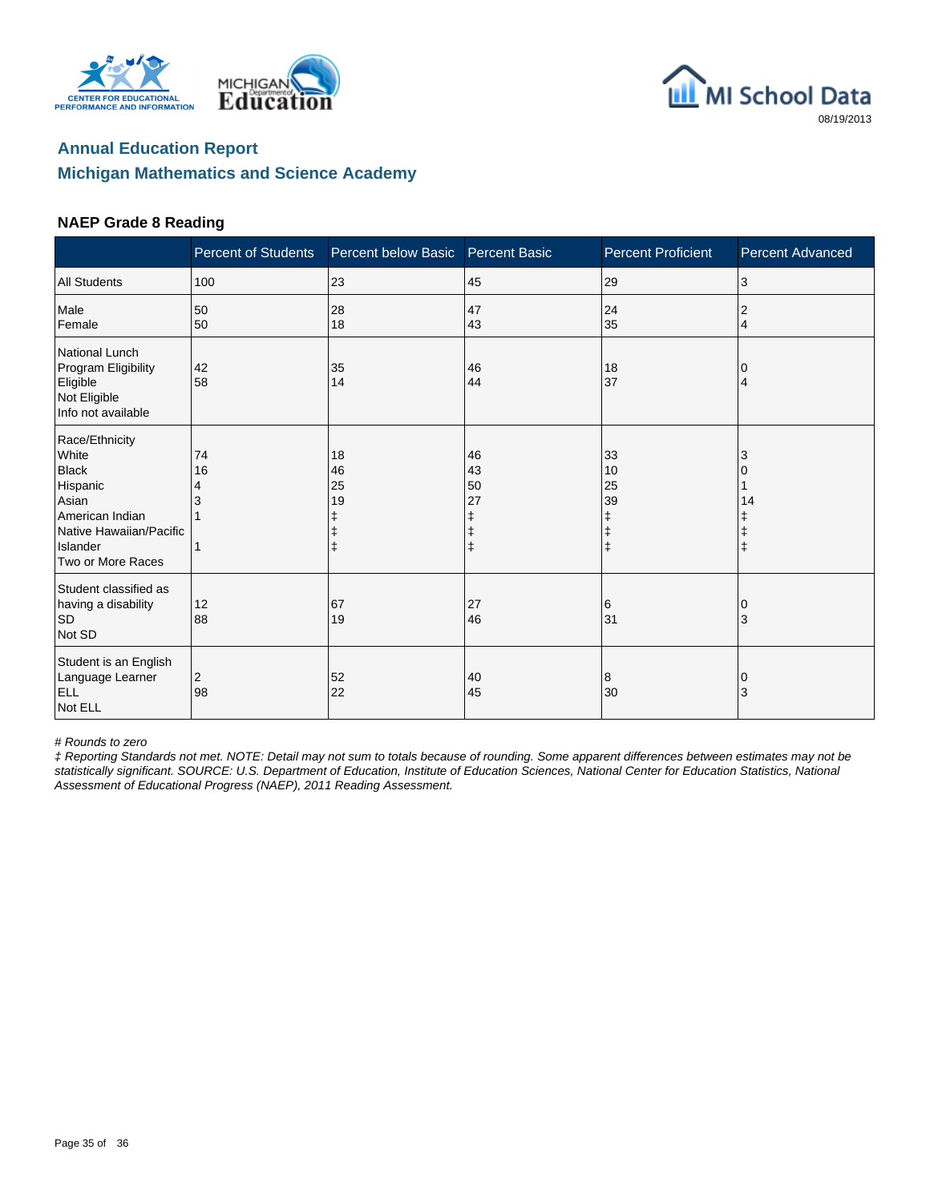## Annual Education Report

## Michigan Mathematics and Science Academy

### NAEP Grade 8 Reading

| | Percent of Students | Percent below Basic | Percent Basic | Percent Proficient | Percent Advanced |
|---|---|---|---|---|---|
| All Students | 100 | 23 | 45 | 29 | 3 |
| Male | 50 | 28 | 47 | 24 | 2 |
| Female | 50 | 18 | 43 | 35 | 4 |
| National Lunch Program Eligibility | | | | | |
| Eligible | 42 | 35 | 46 | 18 | 0 |
| Not Eligible | 58 | 14 | 44 | 37 | 4 |
| Info not available | | | | | |
| Race/Ethnicity | | | | | |
| White | 74 | 18 | 46 | 33 | 3 |
| Black | 16 | 46 | 43 | 10 | 0 |
| Hispanic | 4 | 25 | 50 | 25 | 1 |
| Asian | 3 | 19 | 27 | 39 | 14 |
| American Indian | 1 | ‡ | ‡ | ‡ | ‡ |
| Native Hawaiian/Pacific Islander | | ‡ | ‡ | ‡ | ‡ |
| Two or More Races | 1 | ‡ | ‡ | ‡ | ‡ |
| Student classified as having a disability | | | | | |
| SD | 12 | 67 | 27 | 6 | 0 |
| Not SD | 88 | 19 | 46 | 31 | 3 |
| Student is an English Language Learner | | | | | |
| ELL | 2 | 52 | 40 | 8 | 0 |
| Not ELL | 98 | 22 | 45 | 30 | 3 |

*# Rounds to zero*

*‡ Reporting Standards not met. NOTE: Detail may not sum to totals because of rounding. Some apparent differences between estimates may not be statistically significant. SOURCE: U.S. Department of Education, Institute of Education Sciences, National Center for Education Statistics, National Assessment of Educational Progress (NAEP), 2011 Reading Assessment.*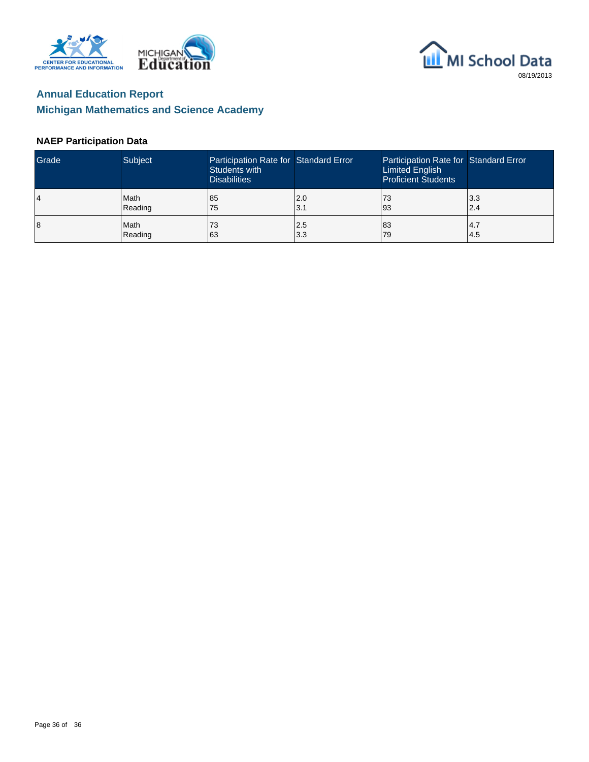# Annual Education Report

## Michigan Mathematics and Science Academy

### NAEP Participation Data

| Grade | Subject | Participation Rate for Students with Disabilities | Standard Error | Participation Rate for Limited English Proficient Students | Standard Error |
|---|---|---|---|---|---|
| 4 | Math | 85 | 2.0 | 73 | 3.3 |
| | Reading | 75 | 3.1 | 93 | 2.4 |
| 8 | Math | 73 | 2.5 | 83 | 4.7 |
| | Reading | 63 | 3.3 | 79 | 4.5 |